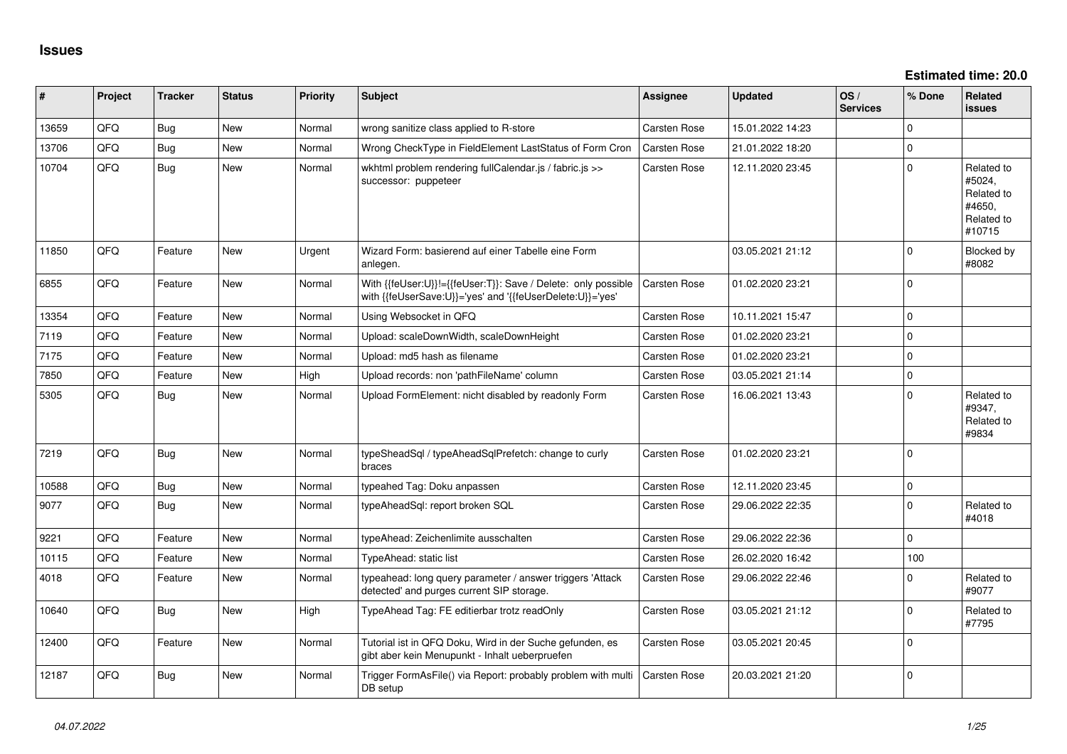# Issues

**Estimated time: 20.0**

| # | Project | Tracker | Status | Priority | Subject | Assignee | Updated | OS / Services | % Done | Related issues |
|---|---|---|---|---|---|---|---|---|---|---|
| 13659 | QFQ | Bug | New | Normal | wrong sanitize class applied to R-store | Carsten Rose | 15.01.2022 14:23 | | 0 | |
| 13706 | QFQ | Bug | New | Normal | Wrong CheckType in FieldElement LastStatus of Form Cron | Carsten Rose | 21.01.2022 18:20 | | 0 | |
| 10704 | QFQ | Bug | New | Normal | wkhtml problem rendering fullCalendar.js / fabric.js >> successor: puppeteer | Carsten Rose | 12.11.2020 23:45 | | 0 | Related to #5024, Related to #4650, Related to #10715 |
| 11850 | QFQ | Feature | New | Urgent | Wizard Form: basierend auf einer Tabelle eine Form anlegen. | | 03.05.2021 21:12 | | 0 | Blocked by #8082 |
| 6855 | QFQ | Feature | New | Normal | With {{feUser:U}}!={{feUser:T}}: Save / Delete: only possible with {{feUserSave:U}}='yes' and '{{feUserDelete:U}}='yes' | Carsten Rose | 01.02.2020 23:21 | | 0 | |
| 13354 | QFQ | Feature | New | Normal | Using Websocket in QFQ | Carsten Rose | 10.11.2021 15:47 | | 0 | |
| 7119 | QFQ | Feature | New | Normal | Upload: scaleDownWidth, scaleDownHeight | Carsten Rose | 01.02.2020 23:21 | | 0 | |
| 7175 | QFQ | Feature | New | Normal | Upload: md5 hash as filename | Carsten Rose | 01.02.2020 23:21 | | 0 | |
| 7850 | QFQ | Feature | New | High | Upload records: non 'pathFileName' column | Carsten Rose | 03.05.2021 21:14 | | 0 | |
| 5305 | QFQ | Bug | New | Normal | Upload FormElement: nicht disabled by readonly Form | Carsten Rose | 16.06.2021 13:43 | | 0 | Related to #9347, Related to #9834 |
| 7219 | QFQ | Bug | New | Normal | typeSheadSql / typeAheadSqlPrefetch: change to curly braces | Carsten Rose | 01.02.2020 23:21 | | 0 | |
| 10588 | QFQ | Bug | New | Normal | typeahed Tag: Doku anpassen | Carsten Rose | 12.11.2020 23:45 | | 0 | |
| 9077 | QFQ | Bug | New | Normal | typeAheadSql: report broken SQL | Carsten Rose | 29.06.2022 22:35 | | 0 | Related to #4018 |
| 9221 | QFQ | Feature | New | Normal | typeAhead: Zeichenlimite ausschalten | Carsten Rose | 29.06.2022 22:36 | | 0 | |
| 10115 | QFQ | Feature | New | Normal | TypeAhead: static list | Carsten Rose | 26.02.2020 16:42 | | 100 | |
| 4018 | QFQ | Feature | New | Normal | typeahead: long query parameter / answer triggers 'Attack detected' and purges current SIP storage. | Carsten Rose | 29.06.2022 22:46 | | 0 | Related to #9077 |
| 10640 | QFQ | Bug | New | High | TypeAhead Tag: FE editierbar trotz readOnly | Carsten Rose | 03.05.2021 21:12 | | 0 | Related to #7795 |
| 12400 | QFQ | Feature | New | Normal | Tutorial ist in QFQ Doku, Wird in der Suche gefunden, es gibt aber kein Menupunkt - Inhalt ueberpruefen | Carsten Rose | 03.05.2021 20:45 | | 0 | |
| 12187 | QFQ | Bug | New | Normal | Trigger FormAsFile() via Report: probably problem with multi DB setup | Carsten Rose | 20.03.2021 21:20 | | 0 | |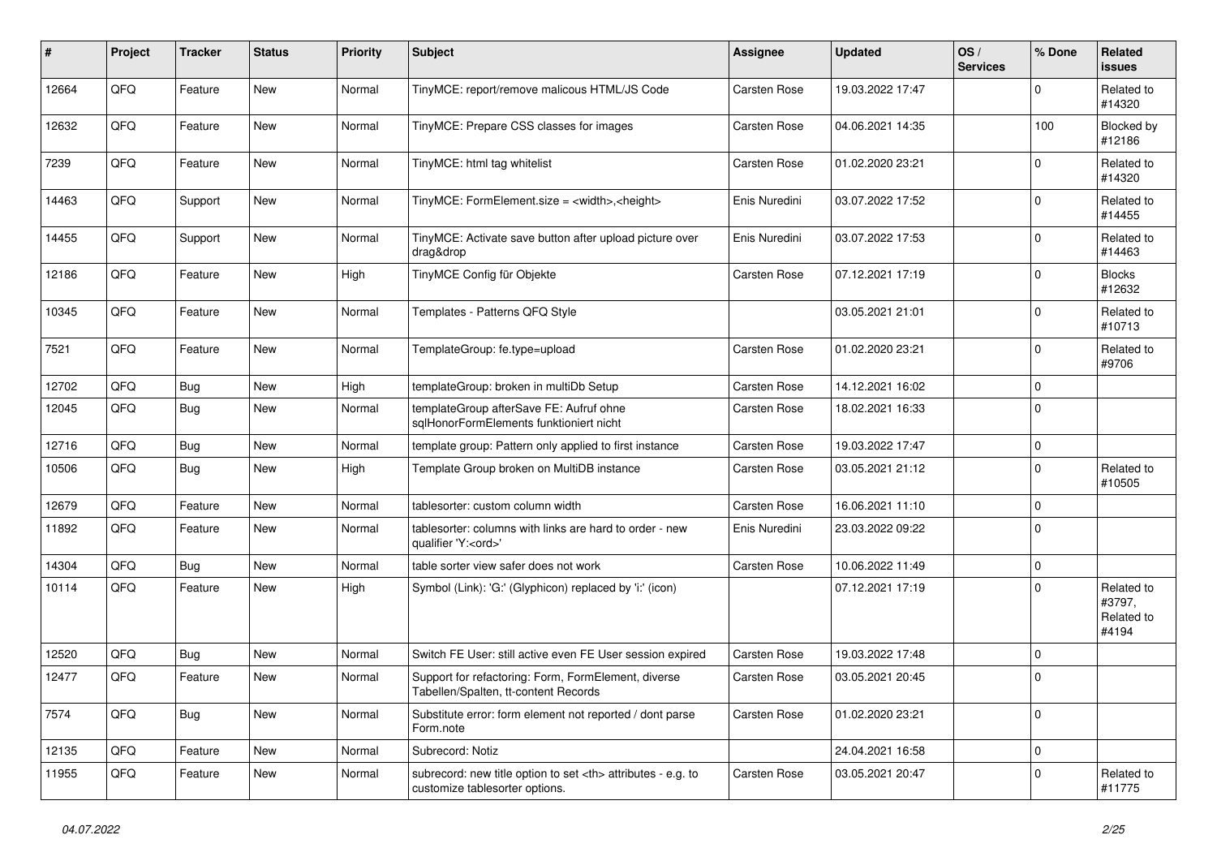| # | Project | Tracker | Status | Priority | Subject | Assignee | Updated | OS / Services | % Done | Related issues |
|---|---|---|---|---|---|---|---|---|---|---|
| 12664 | QFQ | Feature | New | Normal | TinyMCE: report/remove malicous HTML/JS Code | Carsten Rose | 19.03.2022 17:47 | | 0 | Related to #14320 |
| 12632 | QFQ | Feature | New | Normal | TinyMCE: Prepare CSS classes for images | Carsten Rose | 04.06.2021 14:35 | | 100 | Blocked by #12186 |
| 7239 | QFQ | Feature | New | Normal | TinyMCE: html tag whitelist | Carsten Rose | 01.02.2020 23:21 | | 0 | Related to #14320 |
| 14463 | QFQ | Support | New | Normal | TinyMCE: FormElement.size = <width>,<height> | Enis Nuredini | 03.07.2022 17:52 | | 0 | Related to #14455 |
| 14455 | QFQ | Support | New | Normal | TinyMCE: Activate save button after upload picture over drag&drop | Enis Nuredini | 03.07.2022 17:53 | | 0 | Related to #14463 |
| 12186 | QFQ | Feature | New | High | TinyMCE Config für Objekte | Carsten Rose | 07.12.2021 17:19 | | 0 | Blocks #12632 |
| 10345 | QFQ | Feature | New | Normal | Templates - Patterns QFQ Style | | 03.05.2021 21:01 | | 0 | Related to #10713 |
| 7521 | QFQ | Feature | New | Normal | TemplateGroup: fe.type=upload | Carsten Rose | 01.02.2020 23:21 | | 0 | Related to #9706 |
| 12702 | QFQ | Bug | New | High | templateGroup: broken in multiDb Setup | Carsten Rose | 14.12.2021 16:02 | | 0 | |
| 12045 | QFQ | Bug | New | Normal | templateGroup afterSave FE: Aufruf ohne sqlHonorFormElements funktioniert nicht | Carsten Rose | 18.02.2021 16:33 | | 0 | |
| 12716 | QFQ | Bug | New | Normal | template group: Pattern only applied to first instance | Carsten Rose | 19.03.2022 17:47 | | 0 | |
| 10506 | QFQ | Bug | New | High | Template Group broken on MultiDB instance | Carsten Rose | 03.05.2021 21:12 | | 0 | Related to #10505 |
| 12679 | QFQ | Feature | New | Normal | tablesorter: custom column width | Carsten Rose | 16.06.2021 11:10 | | 0 | |
| 11892 | QFQ | Feature | New | Normal | tablesorter: columns with links are hard to order - new qualifier 'Y:<ord>' | Enis Nuredini | 23.03.2022 09:22 | | 0 | |
| 14304 | QFQ | Bug | New | Normal | table sorter view safer does not work | Carsten Rose | 10.06.2022 11:49 | | 0 | |
| 10114 | QFQ | Feature | New | High | Symbol (Link): 'G:' (Glyphicon) replaced by 'i:' (icon) | | 07.12.2021 17:19 | | 0 | Related to #3797, Related to #4194 |
| 12520 | QFQ | Bug | New | Normal | Switch FE User: still active even FE User session expired | Carsten Rose | 19.03.2022 17:48 | | 0 | |
| 12477 | QFQ | Feature | New | Normal | Support for refactoring: Form, FormElement, diverse Tabellen/Spalten, tt-content Records | Carsten Rose | 03.05.2021 20:45 | | 0 | |
| 7574 | QFQ | Bug | New | Normal | Substitute error: form element not reported / dont parse Form.note | Carsten Rose | 01.02.2020 23:21 | | 0 | |
| 12135 | QFQ | Feature | New | Normal | Subrecord: Notiz | | 24.04.2021 16:58 | | 0 | |
| 11955 | QFQ | Feature | New | Normal | subrecord: new title option to set <th> attributes - e.g. to customize tablesorter options. | Carsten Rose | 03.05.2021 20:47 | | 0 | Related to #11775 |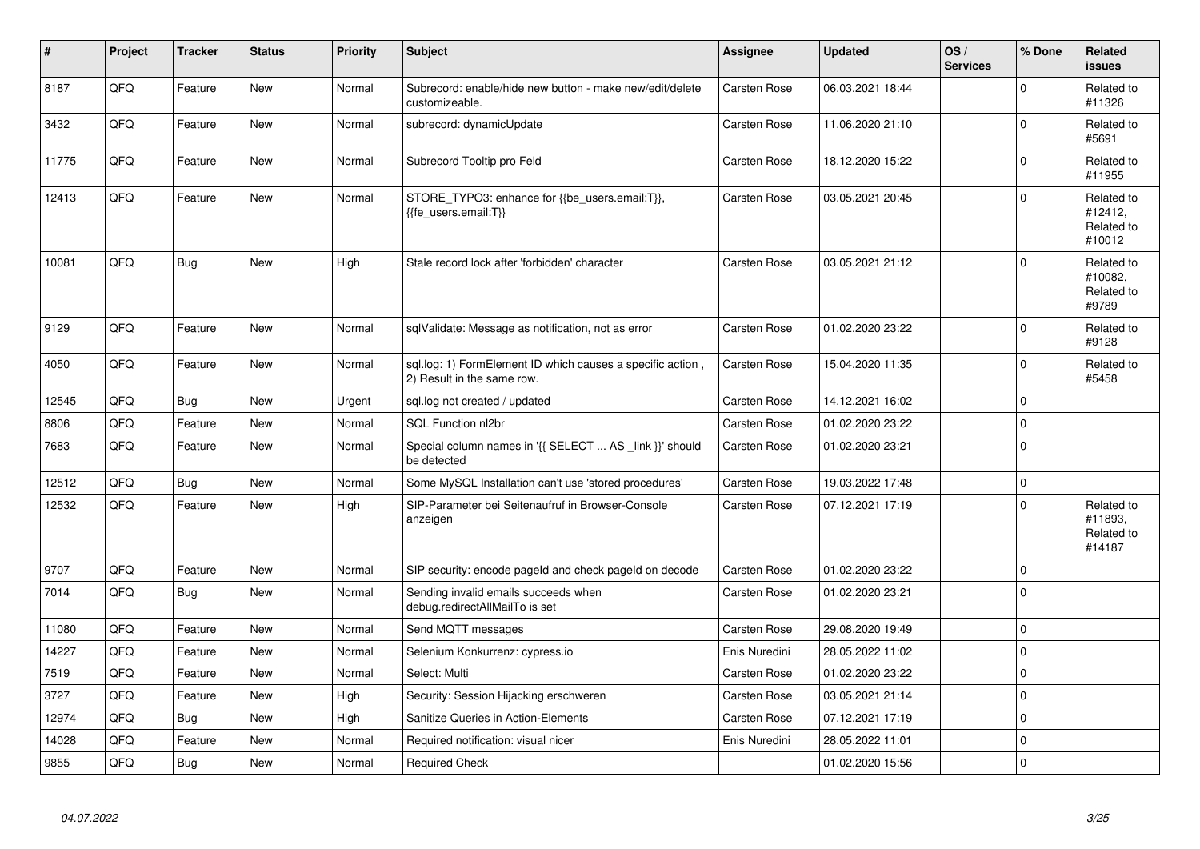| # | Project | Tracker | Status | Priority | Subject | Assignee | Updated | OS / Services | % Done | Related issues |
|---|---|---|---|---|---|---|---|---|---|---|
| 8187 | QFQ | Feature | New | Normal | Subrecord: enable/hide new button - make new/edit/delete customizeable. | Carsten Rose | 06.03.2021 18:44 | | 0 | Related to #11326 |
| 3432 | QFQ | Feature | New | Normal | subrecord: dynamicUpdate | Carsten Rose | 11.06.2020 21:10 | | 0 | Related to #5691 |
| 11775 | QFQ | Feature | New | Normal | Subrecord Tooltip pro Feld | Carsten Rose | 18.12.2020 15:22 | | 0 | Related to #11955 |
| 12413 | QFQ | Feature | New | Normal | STORE_TYPO3: enhance for {{be_users.email:T}}, {{fe_users.email:T}} | Carsten Rose | 03.05.2021 20:45 | | 0 | Related to #12412, Related to #10012 |
| 10081 | QFQ | Bug | New | High | Stale record lock after 'forbidden' character | Carsten Rose | 03.05.2021 21:12 | | 0 | Related to #10082, Related to #9789 |
| 9129 | QFQ | Feature | New | Normal | sqlValidate: Message as notification, not as error | Carsten Rose | 01.02.2020 23:22 | | 0 | Related to #9128 |
| 4050 | QFQ | Feature | New | Normal | sql.log: 1) FormElement ID which causes a specific action , 2) Result in the same row. | Carsten Rose | 15.04.2020 11:35 | | 0 | Related to #5458 |
| 12545 | QFQ | Bug | New | Urgent | sql.log not created / updated | Carsten Rose | 14.12.2021 16:02 | | 0 | |
| 8806 | QFQ | Feature | New | Normal | SQL Function nl2br | Carsten Rose | 01.02.2020 23:22 | | 0 | |
| 7683 | QFQ | Feature | New | Normal | Special column names in '{{ SELECT ... AS _link }}' should be detected | Carsten Rose | 01.02.2020 23:21 | | 0 | |
| 12512 | QFQ | Bug | New | Normal | Some MySQL Installation can't use 'stored procedures' | Carsten Rose | 19.03.2022 17:48 | | 0 | |
| 12532 | QFQ | Feature | New | High | SIP-Parameter bei Seitenaufruf in Browser-Console anzeigen | Carsten Rose | 07.12.2021 17:19 | | 0 | Related to #11893, Related to #14187 |
| 9707 | QFQ | Feature | New | Normal | SIP security: encode pageId and check pageId on decode | Carsten Rose | 01.02.2020 23:22 | | 0 | |
| 7014 | QFQ | Bug | New | Normal | Sending invalid emails succeeds when debug.redirectAllMailTo is set | Carsten Rose | 01.02.2020 23:21 | | 0 | |
| 11080 | QFQ | Feature | New | Normal | Send MQTT messages | Carsten Rose | 29.08.2020 19:49 | | 0 | |
| 14227 | QFQ | Feature | New | Normal | Selenium Konkurrenz: cypress.io | Enis Nuredini | 28.05.2022 11:02 | | 0 | |
| 7519 | QFQ | Feature | New | Normal | Select: Multi | Carsten Rose | 01.02.2020 23:22 | | 0 | |
| 3727 | QFQ | Feature | New | High | Security: Session Hijacking erschweren | Carsten Rose | 03.05.2021 21:14 | | 0 | |
| 12974 | QFQ | Bug | New | High | Sanitize Queries in Action-Elements | Carsten Rose | 07.12.2021 17:19 | | 0 | |
| 14028 | QFQ | Feature | New | Normal | Required notification: visual nicer | Enis Nuredini | 28.05.2022 11:01 | | 0 | |
| 9855 | QFQ | Bug | New | Normal | Required Check | | 01.02.2020 15:56 | | 0 | |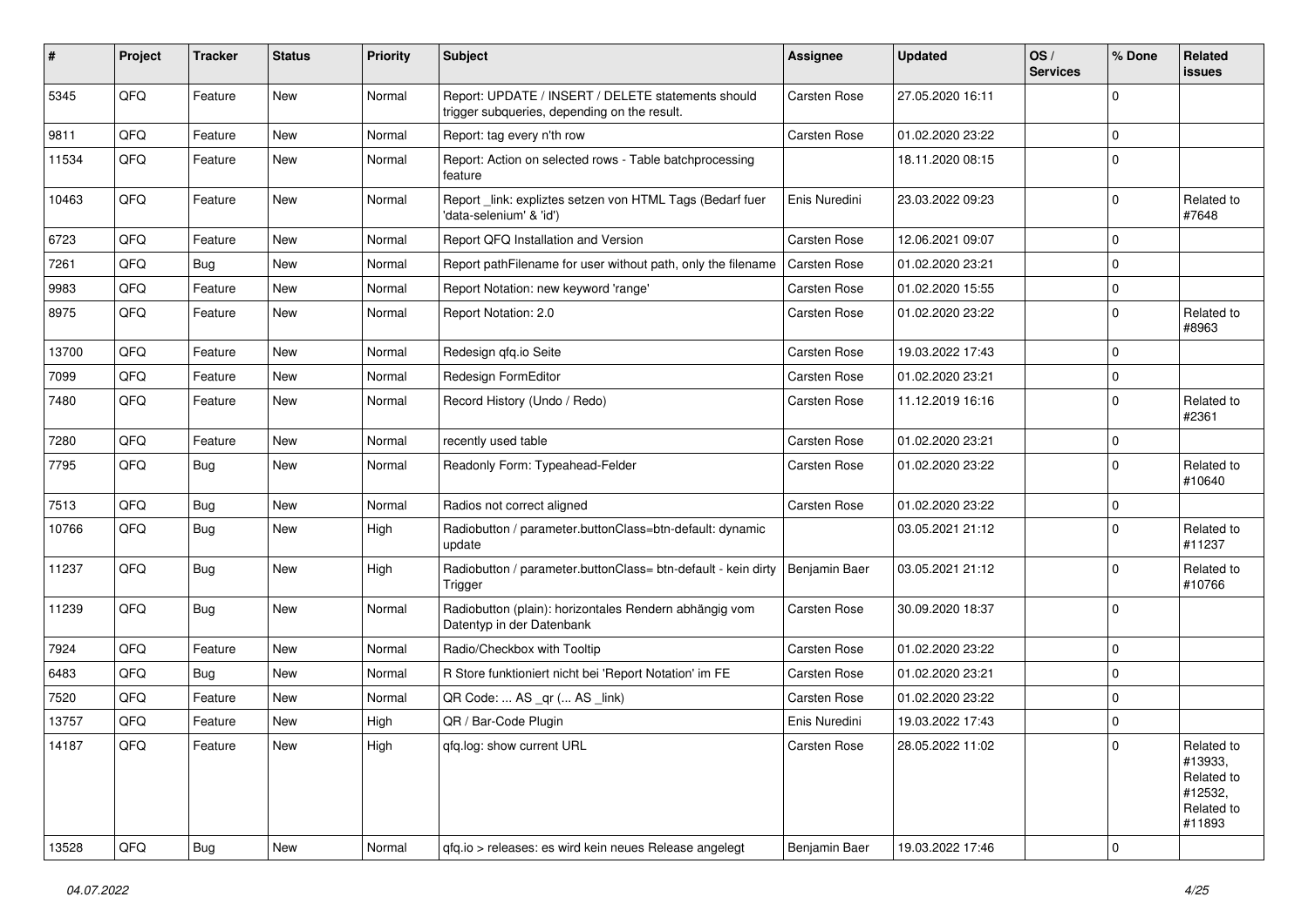| # | Project | Tracker | Status | Priority | Subject | Assignee | Updated | OS / Services | % Done | Related issues |
|---|---|---|---|---|---|---|---|---|---|---|
| 5345 | QFQ | Feature | New | Normal | Report: UPDATE / INSERT / DELETE statements should trigger subqueries, depending on the result. | Carsten Rose | 27.05.2020 16:11 | | 0 | |
| 9811 | QFQ | Feature | New | Normal | Report: tag every n'th row | Carsten Rose | 01.02.2020 23:22 | | 0 | |
| 11534 | QFQ | Feature | New | Normal | Report: Action on selected rows - Table batchprocessing feature | | 18.11.2020 08:15 | | 0 | |
| 10463 | QFQ | Feature | New | Normal | Report _link: expliztes setzen von HTML Tags (Bedarf fuer 'data-selenium' & 'id') | Enis Nuredini | 23.03.2022 09:23 | | 0 | Related to #7648 |
| 6723 | QFQ | Feature | New | Normal | Report QFQ Installation and Version | Carsten Rose | 12.06.2021 09:07 | | 0 | |
| 7261 | QFQ | Bug | New | Normal | Report pathFilename for user without path, only the filename | Carsten Rose | 01.02.2020 23:21 | | 0 | |
| 9983 | QFQ | Feature | New | Normal | Report Notation: new keyword 'range' | Carsten Rose | 01.02.2020 15:55 | | 0 | |
| 8975 | QFQ | Feature | New | Normal | Report Notation: 2.0 | Carsten Rose | 01.02.2020 23:22 | | 0 | Related to #8963 |
| 13700 | QFQ | Feature | New | Normal | Redesign qfq.io Seite | Carsten Rose | 19.03.2022 17:43 | | 0 | |
| 7099 | QFQ | Feature | New | Normal | Redesign FormEditor | Carsten Rose | 01.02.2020 23:21 | | 0 | |
| 7480 | QFQ | Feature | New | Normal | Record History (Undo / Redo) | Carsten Rose | 11.12.2019 16:16 | | 0 | Related to #2361 |
| 7280 | QFQ | Feature | New | Normal | recently used table | Carsten Rose | 01.02.2020 23:21 | | 0 | |
| 7795 | QFQ | Bug | New | Normal | Readonly Form: Typeahead-Felder | Carsten Rose | 01.02.2020 23:22 | | 0 | Related to #10640 |
| 7513 | QFQ | Bug | New | Normal | Radios not correct aligned | Carsten Rose | 01.02.2020 23:22 | | 0 | |
| 10766 | QFQ | Bug | New | High | Radiobutton / parameter.buttonClass=btn-default: dynamic update | | 03.05.2021 21:12 | | 0 | Related to #11237 |
| 11237 | QFQ | Bug | New | High | Radiobutton / parameter.buttonClass= btn-default - kein dirty Trigger | Benjamin Baer | 03.05.2021 21:12 | | 0 | Related to #10766 |
| 11239 | QFQ | Bug | New | Normal | Radiobutton (plain): horizontales Rendern abhängig vom Datentyp in der Datenbank | Carsten Rose | 30.09.2020 18:37 | | 0 | |
| 7924 | QFQ | Feature | New | Normal | Radio/Checkbox with Tooltip | Carsten Rose | 01.02.2020 23:22 | | 0 | |
| 6483 | QFQ | Bug | New | Normal | R Store funktioniert nicht bei 'Report Notation' im FE | Carsten Rose | 01.02.2020 23:21 | | 0 | |
| 7520 | QFQ | Feature | New | Normal | QR Code: ... AS _qr ( ... AS _link) | Carsten Rose | 01.02.2020 23:22 | | 0 | |
| 13757 | QFQ | Feature | New | High | QR / Bar-Code Plugin | Enis Nuredini | 19.03.2022 17:43 | | 0 | |
| 14187 | QFQ | Feature | New | High | qfq.log: show current URL | Carsten Rose | 28.05.2022 11:02 | | 0 | Related to #13933, Related to #12532, Related to #11893 |
| 13528 | QFQ | Bug | New | Normal | qfq.io > releases: es wird kein neues Release angelegt | Benjamin Baer | 19.03.2022 17:46 | | 0 | |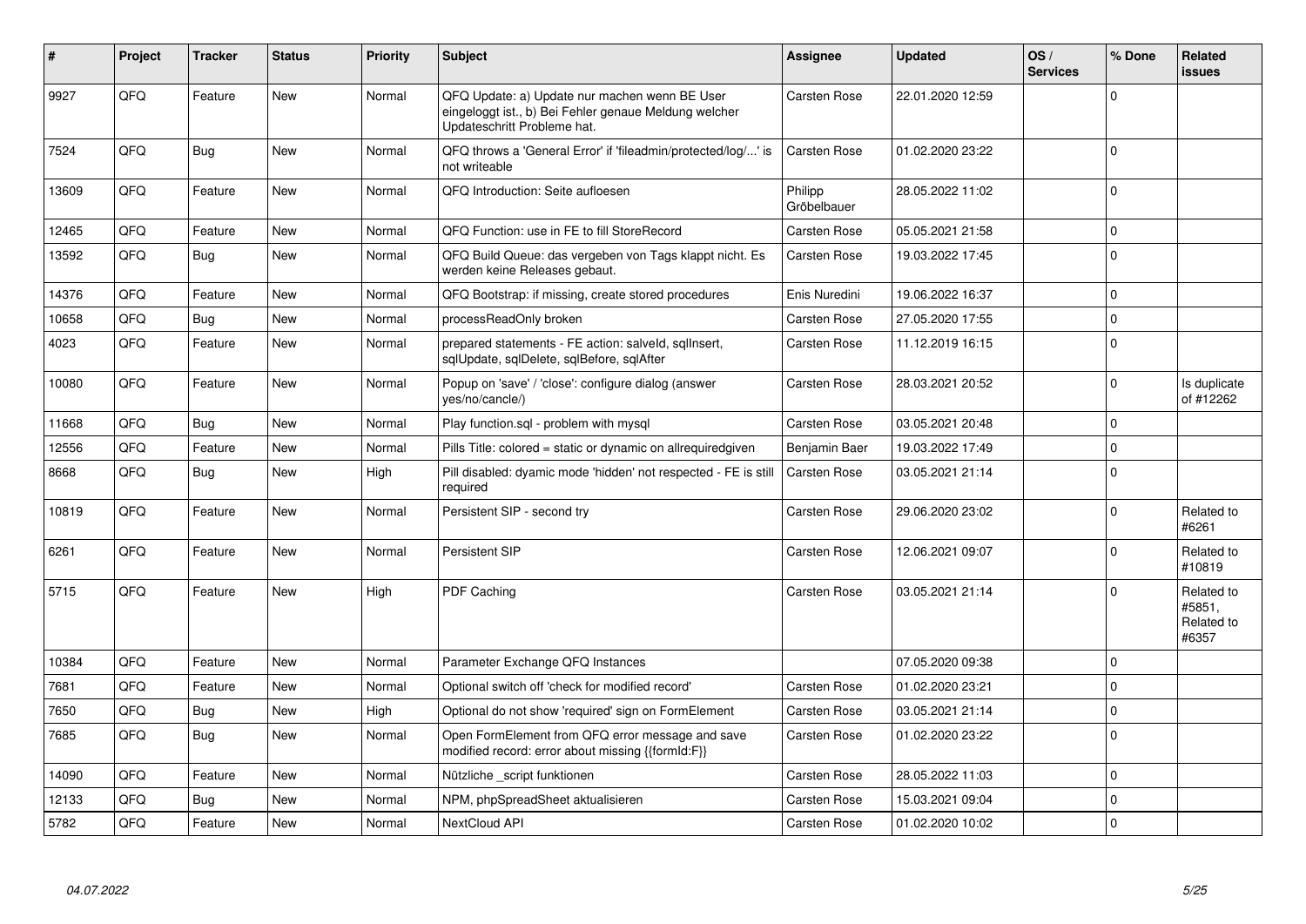| # | Project | Tracker | Status | Priority | Subject | Assignee | Updated | OS / Services | % Done | Related issues |
|---|---|---|---|---|---|---|---|---|---|---|
| 9927 | QFQ | Feature | New | Normal | QFQ Update: a) Update nur machen wenn BE User eingeloggt ist., b) Bei Fehler genaue Meldung welcher Updateschritt Probleme hat. | Carsten Rose | 22.01.2020 12:59 | | 0 | |
| 7524 | QFQ | Bug | New | Normal | QFQ throws a 'General Error' if 'fileadmin/protected/log/...' is not writeable | Carsten Rose | 01.02.2020 23:22 | | 0 | |
| 13609 | QFQ | Feature | New | Normal | QFQ Introduction: Seite aufloesen | Philipp Gröbelbauer | 28.05.2022 11:02 | | 0 | |
| 12465 | QFQ | Feature | New | Normal | QFQ Function: use in FE to fill StoreRecord | Carsten Rose | 05.05.2021 21:58 | | 0 | |
| 13592 | QFQ | Bug | New | Normal | QFQ Build Queue: das vergeben von Tags klappt nicht. Es werden keine Releases gebaut. | Carsten Rose | 19.03.2022 17:45 | | 0 | |
| 14376 | QFQ | Feature | New | Normal | QFQ Bootstrap: if missing, create stored procedures | Enis Nuredini | 19.06.2022 16:37 | | 0 | |
| 10658 | QFQ | Bug | New | Normal | processReadOnly broken | Carsten Rose | 27.05.2020 17:55 | | 0 | |
| 4023 | QFQ | Feature | New | Normal | prepared statements - FE action: salveId, sqlInsert, sqlUpdate, sqlDelete, sqlBefore, sqlAfter | Carsten Rose | 11.12.2019 16:15 | | 0 | |
| 10080 | QFQ | Feature | New | Normal | Popup on 'save' / 'close': configure dialog (answer yes/no/cancle/) | Carsten Rose | 28.03.2021 20:52 | | 0 | Is duplicate of #12262 |
| 11668 | QFQ | Bug | New | Normal | Play function.sql - problem with mysql | Carsten Rose | 03.05.2021 20:48 | | 0 | |
| 12556 | QFQ | Feature | New | Normal | Pills Title: colored = static or dynamic on allrequiredgiven | Benjamin Baer | 19.03.2022 17:49 | | 0 | |
| 8668 | QFQ | Bug | New | High | Pill disabled: dyamic mode 'hidden' not respected - FE is still required | Carsten Rose | 03.05.2021 21:14 | | 0 | |
| 10819 | QFQ | Feature | New | Normal | Persistent SIP - second try | Carsten Rose | 29.06.2020 23:02 | | 0 | Related to #6261 |
| 6261 | QFQ | Feature | New | Normal | Persistent SIP | Carsten Rose | 12.06.2021 09:07 | | 0 | Related to #10819 |
| 5715 | QFQ | Feature | New | High | PDF Caching | Carsten Rose | 03.05.2021 21:14 | | 0 | Related to #5851, Related to #6357 |
| 10384 | QFQ | Feature | New | Normal | Parameter Exchange QFQ Instances | | 07.05.2020 09:38 | | 0 | |
| 7681 | QFQ | Feature | New | Normal | Optional switch off 'check for modified record' | Carsten Rose | 01.02.2020 23:21 | | 0 | |
| 7650 | QFQ | Bug | New | High | Optional do not show 'required' sign on FormElement | Carsten Rose | 03.05.2021 21:14 | | 0 | |
| 7685 | QFQ | Bug | New | Normal | Open FormElement from QFQ error message and save modified record: error about missing {{formId:F}} | Carsten Rose | 01.02.2020 23:22 | | 0 | |
| 14090 | QFQ | Feature | New | Normal | Nützliche _script funktionen | Carsten Rose | 28.05.2022 11:03 | | 0 | |
| 12133 | QFQ | Bug | New | Normal | NPM, phpSpreadSheet aktualisieren | Carsten Rose | 15.03.2021 09:04 | | 0 | |
| 5782 | QFQ | Feature | New | Normal | NextCloud API | Carsten Rose | 01.02.2020 10:02 | | 0 | |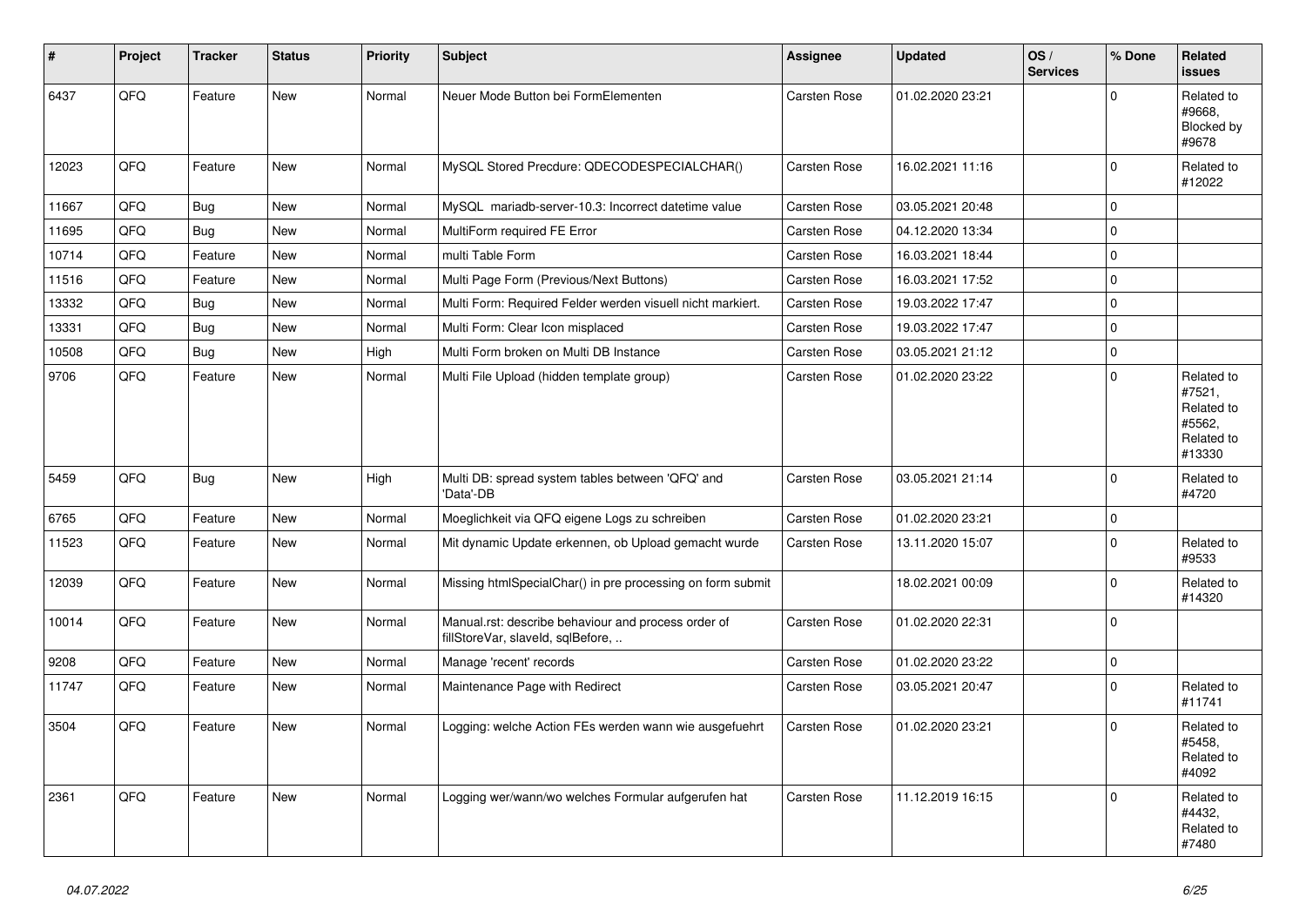| # | Project | Tracker | Status | Priority | Subject | Assignee | Updated | OS / Services | % Done | Related issues |
|---|---|---|---|---|---|---|---|---|---|---|
| 6437 | QFQ | Feature | New | Normal | Neuer Mode Button bei FormElementen | Carsten Rose | 01.02.2020 23:21 | | 0 | Related to #9668, Blocked by #9678 |
| 12023 | QFQ | Feature | New | Normal | MySQL Stored Precdure: QDECODESPECIALCHAR() | Carsten Rose | 16.02.2021 11:16 | | 0 | Related to #12022 |
| 11667 | QFQ | Bug | New | Normal | MySQL mariadb-server-10.3: Incorrect datetime value | Carsten Rose | 03.05.2021 20:48 | | 0 | |
| 11695 | QFQ | Bug | New | Normal | MultiForm required FE Error | Carsten Rose | 04.12.2020 13:34 | | 0 | |
| 10714 | QFQ | Feature | New | Normal | multi Table Form | Carsten Rose | 16.03.2021 18:44 | | 0 | |
| 11516 | QFQ | Feature | New | Normal | Multi Page Form (Previous/Next Buttons) | Carsten Rose | 16.03.2021 17:52 | | 0 | |
| 13332 | QFQ | Bug | New | Normal | Multi Form: Required Felder werden visuell nicht markiert. | Carsten Rose | 19.03.2022 17:47 | | 0 | |
| 13331 | QFQ | Bug | New | Normal | Multi Form: Clear Icon misplaced | Carsten Rose | 19.03.2022 17:47 | | 0 | |
| 10508 | QFQ | Bug | New | High | Multi Form broken on Multi DB Instance | Carsten Rose | 03.05.2021 21:12 | | 0 | |
| 9706 | QFQ | Feature | New | Normal | Multi File Upload (hidden template group) | Carsten Rose | 01.02.2020 23:22 | | 0 | Related to #7521, Related to #5562, Related to #13330 |
| 5459 | QFQ | Bug | New | High | Multi DB: spread system tables between 'QFQ' and 'Data'-DB | Carsten Rose | 03.05.2021 21:14 | | 0 | Related to #4720 |
| 6765 | QFQ | Feature | New | Normal | Moeglichkeit via QFQ eigene Logs zu schreiben | Carsten Rose | 01.02.2020 23:21 | | 0 | |
| 11523 | QFQ | Feature | New | Normal | Mit dynamic Update erkennen, ob Upload gemacht wurde | Carsten Rose | 13.11.2020 15:07 | | 0 | Related to #9533 |
| 12039 | QFQ | Feature | New | Normal | Missing htmlSpecialChar() in pre processing on form submit | | 18.02.2021 00:09 | | 0 | Related to #14320 |
| 10014 | QFQ | Feature | New | Normal | Manual.rst: describe behaviour and process order of fillStoreVar, slaveId, sqlBefore, .. | Carsten Rose | 01.02.2020 22:31 | | 0 | |
| 9208 | QFQ | Feature | New | Normal | Manage 'recent' records | Carsten Rose | 01.02.2020 23:22 | | 0 | |
| 11747 | QFQ | Feature | New | Normal | Maintenance Page with Redirect | Carsten Rose | 03.05.2021 20:47 | | 0 | Related to #11741 |
| 3504 | QFQ | Feature | New | Normal | Logging: welche Action FEs werden wann wie ausgefuehrt | Carsten Rose | 01.02.2020 23:21 | | 0 | Related to #5458, Related to #4092 |
| 2361 | QFQ | Feature | New | Normal | Logging wer/wann/wo welches Formular aufgerufen hat | Carsten Rose | 11.12.2019 16:15 | | 0 | Related to #4432, Related to #7480 |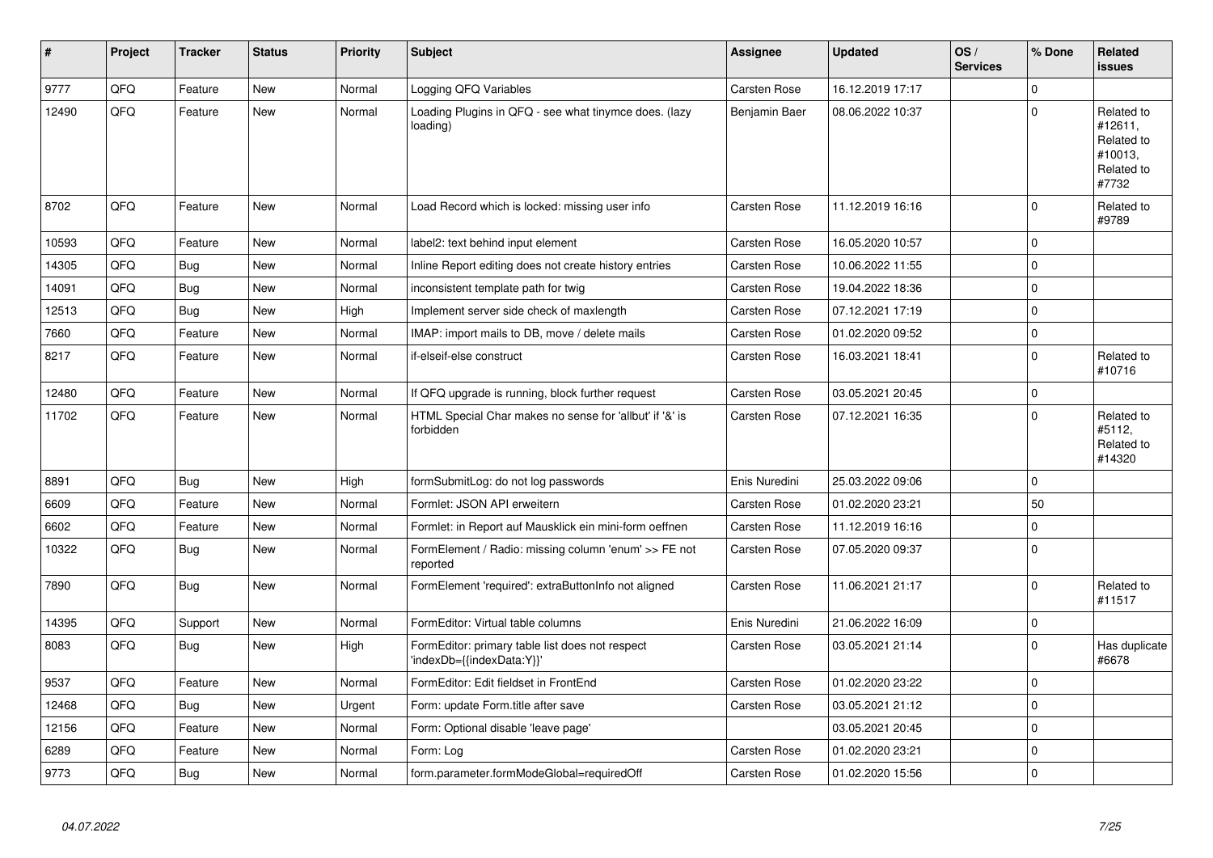| # | Project | Tracker | Status | Priority | Subject | Assignee | Updated | OS / Services | % Done | Related issues |
|---|---|---|---|---|---|---|---|---|---|---|
| 9777 | QFQ | Feature | New | Normal | Logging QFQ Variables | Carsten Rose | 16.12.2019 17:17 | | 0 | |
| 12490 | QFQ | Feature | New | Normal | Loading Plugins in QFQ - see what tinymce does. (lazy loading) | Benjamin Baer | 08.06.2022 10:37 | | 0 | Related to #12611, Related to #10013, Related to #7732 |
| 8702 | QFQ | Feature | New | Normal | Load Record which is locked: missing user info | Carsten Rose | 11.12.2019 16:16 | | 0 | Related to #9789 |
| 10593 | QFQ | Feature | New | Normal | label2: text behind input element | Carsten Rose | 16.05.2020 10:57 | | 0 | |
| 14305 | QFQ | Bug | New | Normal | Inline Report editing does not create history entries | Carsten Rose | 10.06.2022 11:55 | | 0 | |
| 14091 | QFQ | Bug | New | Normal | inconsistent template path for twig | Carsten Rose | 19.04.2022 18:36 | | 0 | |
| 12513 | QFQ | Bug | New | High | Implement server side check of maxlength | Carsten Rose | 07.12.2021 17:19 | | 0 | |
| 7660 | QFQ | Feature | New | Normal | IMAP: import mails to DB, move / delete mails | Carsten Rose | 01.02.2020 09:52 | | 0 | |
| 8217 | QFQ | Feature | New | Normal | if-elseif-else construct | Carsten Rose | 16.03.2021 18:41 | | 0 | Related to #10716 |
| 12480 | QFQ | Feature | New | Normal | If QFQ upgrade is running, block further request | Carsten Rose | 03.05.2021 20:45 | | 0 | |
| 11702 | QFQ | Feature | New | Normal | HTML Special Char makes no sense for 'allbut' if '&' is forbidden | Carsten Rose | 07.12.2021 16:35 | | 0 | Related to #5112, Related to #14320 |
| 8891 | QFQ | Bug | New | High | formSubmitLog: do not log passwords | Enis Nuredini | 25.03.2022 09:06 | | 0 | |
| 6609 | QFQ | Feature | New | Normal | Formlet: JSON API erweitern | Carsten Rose | 01.02.2020 23:21 | | 50 | |
| 6602 | QFQ | Feature | New | Normal | Formlet: in Report auf Mausklick ein mini-form oeffnen | Carsten Rose | 11.12.2019 16:16 | | 0 | |
| 10322 | QFQ | Bug | New | Normal | FormElement / Radio: missing column 'enum' >> FE not reported | Carsten Rose | 07.05.2020 09:37 | | 0 | |
| 7890 | QFQ | Bug | New | Normal | FormElement 'required': extraButtonInfo not aligned | Carsten Rose | 11.06.2021 21:17 | | 0 | Related to #11517 |
| 14395 | QFQ | Support | New | Normal | FormEditor: Virtual table columns | Enis Nuredini | 21.06.2022 16:09 | | 0 | |
| 8083 | QFQ | Bug | New | High | FormEditor: primary table list does not respect 'indexDb={{indexData:Y}}' | Carsten Rose | 03.05.2021 21:14 | | 0 | Has duplicate #6678 |
| 9537 | QFQ | Feature | New | Normal | FormEditor: Edit fieldset in FrontEnd | Carsten Rose | 01.02.2020 23:22 | | 0 | |
| 12468 | QFQ | Bug | New | Urgent | Form: update Form.title after save | Carsten Rose | 03.05.2021 21:12 | | 0 | |
| 12156 | QFQ | Feature | New | Normal | Form: Optional disable 'leave page' | | 03.05.2021 20:45 | | 0 | |
| 6289 | QFQ | Feature | New | Normal | Form: Log | Carsten Rose | 01.02.2020 23:21 | | 0 | |
| 9773 | QFQ | Bug | New | Normal | form.parameter.formModeGlobal=requiredOff | Carsten Rose | 01.02.2020 15:56 | | 0 | |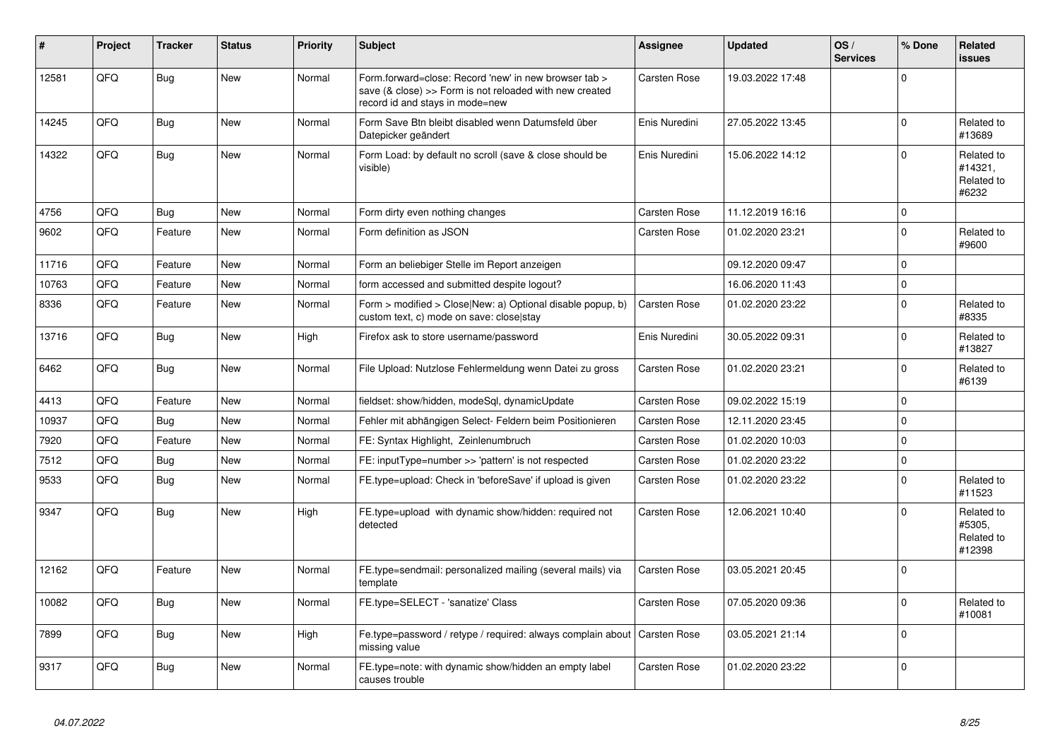| # | Project | Tracker | Status | Priority | Subject | Assignee | Updated | OS / Services | % Done | Related issues |
|---|---|---|---|---|---|---|---|---|---|---|
| 12581 | QFQ | Bug | New | Normal | Form.forward=close: Record 'new' in new browser tab > save (& close) >> Form is not reloaded with new created record id and stays in mode=new | Carsten Rose | 19.03.2022 17:48 | | 0 | |
| 14245 | QFQ | Bug | New | Normal | Form Save Btn bleibt disabled wenn Datumsfeld über Datepicker geändert | Enis Nuredini | 27.05.2022 13:45 | | 0 | Related to #13689 |
| 14322 | QFQ | Bug | New | Normal | Form Load: by default no scroll (save & close should be visible) | Enis Nuredini | 15.06.2022 14:12 | | 0 | Related to #14321, Related to #6232 |
| 4756 | QFQ | Bug | New | Normal | Form dirty even nothing changes | Carsten Rose | 11.12.2019 16:16 | | 0 | |
| 9602 | QFQ | Feature | New | Normal | Form definition as JSON | Carsten Rose | 01.02.2020 23:21 | | 0 | Related to #9600 |
| 11716 | QFQ | Feature | New | Normal | Form an beliebiger Stelle im Report anzeigen | | 09.12.2020 09:47 | | 0 | |
| 10763 | QFQ | Feature | New | Normal | form accessed and submitted despite logout? | | 16.06.2020 11:43 | | 0 | |
| 8336 | QFQ | Feature | New | Normal | Form > modified > Close\|New: a) Optional disable popup, b) custom text, c) mode on save: close\|stay | Carsten Rose | 01.02.2020 23:22 | | 0 | Related to #8335 |
| 13716 | QFQ | Bug | New | High | Firefox ask to store username/password | Enis Nuredini | 30.05.2022 09:31 | | 0 | Related to #13827 |
| 6462 | QFQ | Bug | New | Normal | File Upload: Nutzlose Fehlermeldung wenn Datei zu gross | Carsten Rose | 01.02.2020 23:21 | | 0 | Related to #6139 |
| 4413 | QFQ | Feature | New | Normal | fieldset: show/hidden, modeSql, dynamicUpdate | Carsten Rose | 09.02.2022 15:19 | | 0 | |
| 10937 | QFQ | Bug | New | Normal | Fehler mit abhängigen Select- Feldern beim Positionieren | Carsten Rose | 12.11.2020 23:45 | | 0 | |
| 7920 | QFQ | Feature | New | Normal | FE: Syntax Highlight, Zeinlenumbruch | Carsten Rose | 01.02.2020 10:03 | | 0 | |
| 7512 | QFQ | Bug | New | Normal | FE: inputType=number >> 'pattern' is not respected | Carsten Rose | 01.02.2020 23:22 | | 0 | |
| 9533 | QFQ | Bug | New | Normal | FE.type=upload: Check in 'beforeSave' if upload is given | Carsten Rose | 01.02.2020 23:22 | | 0 | Related to #11523 |
| 9347 | QFQ | Bug | New | High | FE.type=upload with dynamic show/hidden: required not detected | Carsten Rose | 12.06.2021 10:40 | | 0 | Related to #5305, Related to #12398 |
| 12162 | QFQ | Feature | New | Normal | FE.type=sendmail: personalized mailing (several mails) via template | Carsten Rose | 03.05.2021 20:45 | | 0 | |
| 10082 | QFQ | Bug | New | Normal | FE.type=SELECT - 'sanatize' Class | Carsten Rose | 07.05.2020 09:36 | | 0 | Related to #10081 |
| 7899 | QFQ | Bug | New | High | Fe.type=password / retype / required: always complain about missing value | Carsten Rose | 03.05.2021 21:14 | | 0 | |
| 9317 | QFQ | Bug | New | Normal | FE.type=note: with dynamic show/hidden an empty label causes trouble | Carsten Rose | 01.02.2020 23:22 | | 0 | |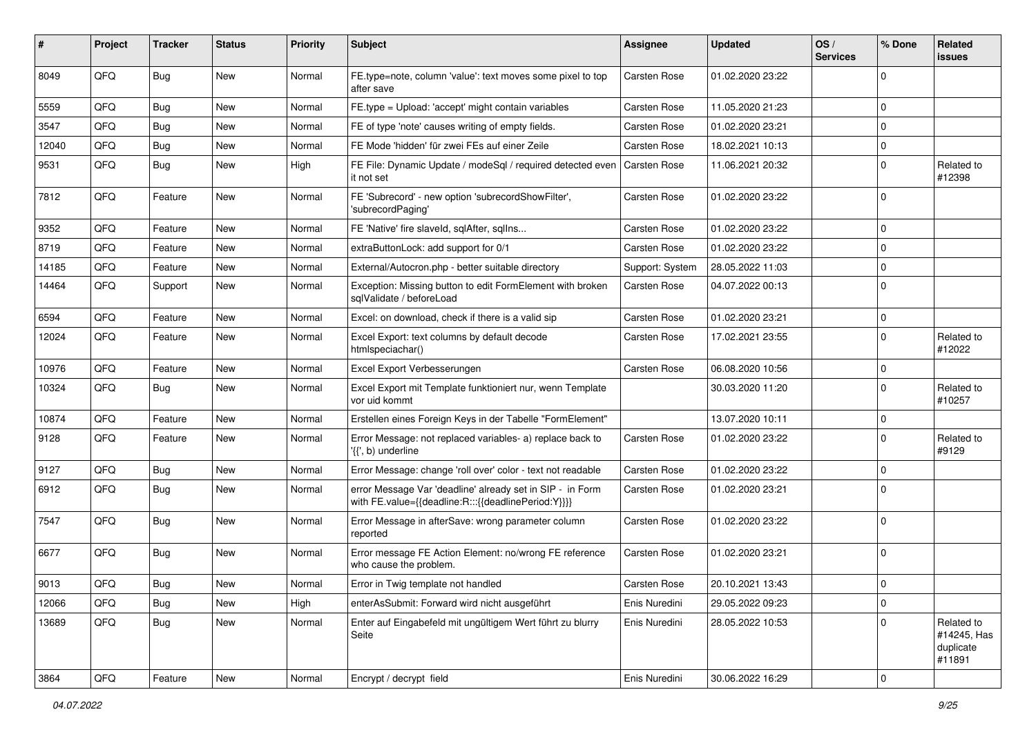| # | Project | Tracker | Status | Priority | Subject | Assignee | Updated | OS / Services | % Done | Related issues |
|---|---|---|---|---|---|---|---|---|---|---|
| 8049 | QFQ | Bug | New | Normal | FE.type=note, column 'value': text moves some pixel to top after save | Carsten Rose | 01.02.2020 23:22 | | 0 | |
| 5559 | QFQ | Bug | New | Normal | FE.type = Upload: 'accept' might contain variables | Carsten Rose | 11.05.2020 21:23 | | 0 | |
| 3547 | QFQ | Bug | New | Normal | FE of type 'note' causes writing of empty fields. | Carsten Rose | 01.02.2020 23:21 | | 0 | |
| 12040 | QFQ | Bug | New | Normal | FE Mode 'hidden' für zwei FEs auf einer Zeile | Carsten Rose | 18.02.2021 10:13 | | 0 | |
| 9531 | QFQ | Bug | New | High | FE File: Dynamic Update / modeSql / required detected even it not set | Carsten Rose | 11.06.2021 20:32 | | 0 | Related to #12398 |
| 7812 | QFQ | Feature | New | Normal | FE 'Subrecord' - new option 'subrecordShowFilter', 'subrecordPaging' | Carsten Rose | 01.02.2020 23:22 | | 0 | |
| 9352 | QFQ | Feature | New | Normal | FE 'Native' fire slaveId, sqlAfter, sqlIns... | Carsten Rose | 01.02.2020 23:22 | | 0 | |
| 8719 | QFQ | Feature | New | Normal | extraButtonLock: add support for 0/1 | Carsten Rose | 01.02.2020 23:22 | | 0 | |
| 14185 | QFQ | Feature | New | Normal | External/Autocron.php - better suitable directory | Support: System | 28.05.2022 11:03 | | 0 | |
| 14464 | QFQ | Support | New | Normal | Exception: Missing button to edit FormElement with broken sqlValidate / beforeLoad | Carsten Rose | 04.07.2022 00:13 | | 0 | |
| 6594 | QFQ | Feature | New | Normal | Excel: on download, check if there is a valid sip | Carsten Rose | 01.02.2020 23:21 | | 0 | |
| 12024 | QFQ | Feature | New | Normal | Excel Export: text columns by default decode htmlspeciachar() | Carsten Rose | 17.02.2021 23:55 | | 0 | Related to #12022 |
| 10976 | QFQ | Feature | New | Normal | Excel Export Verbesserungen | Carsten Rose | 06.08.2020 10:56 | | 0 | |
| 10324 | QFQ | Bug | New | Normal | Excel Export mit Template funktioniert nur, wenn Template vor uid kommt | | 30.03.2020 11:20 | | 0 | Related to #10257 |
| 10874 | QFQ | Feature | New | Normal | Erstellen eines Foreign Keys in der Tabelle "FormElement" | | 13.07.2020 10:11 | | 0 | |
| 9128 | QFQ | Feature | New | Normal | Error Message: not replaced variables- a) replace back to '{{', b) underline | Carsten Rose | 01.02.2020 23:22 | | 0 | Related to #9129 |
| 9127 | QFQ | Bug | New | Normal | Error Message: change 'roll over' color - text not readable | Carsten Rose | 01.02.2020 23:22 | | 0 | |
| 6912 | QFQ | Bug | New | Normal | error Message Var 'deadline' already set in SIP - in Form with FE.value={{deadline:R:::{{deadlinePeriod:Y}}}} | Carsten Rose | 01.02.2020 23:21 | | 0 | |
| 7547 | QFQ | Bug | New | Normal | Error Message in afterSave: wrong parameter column reported | Carsten Rose | 01.02.2020 23:22 | | 0 | |
| 6677 | QFQ | Bug | New | Normal | Error message FE Action Element: no/wrong FE reference who cause the problem. | Carsten Rose | 01.02.2020 23:21 | | 0 | |
| 9013 | QFQ | Bug | New | Normal | Error in Twig template not handled | Carsten Rose | 20.10.2021 13:43 | | 0 | |
| 12066 | QFQ | Bug | New | High | enterAsSubmit: Forward wird nicht ausgeführt | Enis Nuredini | 29.05.2022 09:23 | | 0 | |
| 13689 | QFQ | Bug | New | Normal | Enter auf Eingabefeld mit ungültigem Wert führt zu blurry Seite | Enis Nuredini | 28.05.2022 10:53 | | 0 | Related to #14245, Has duplicate #11891 |
| 3864 | QFQ | Feature | New | Normal | Encrypt / decrypt field | Enis Nuredini | 30.06.2022 16:29 | | 0 | |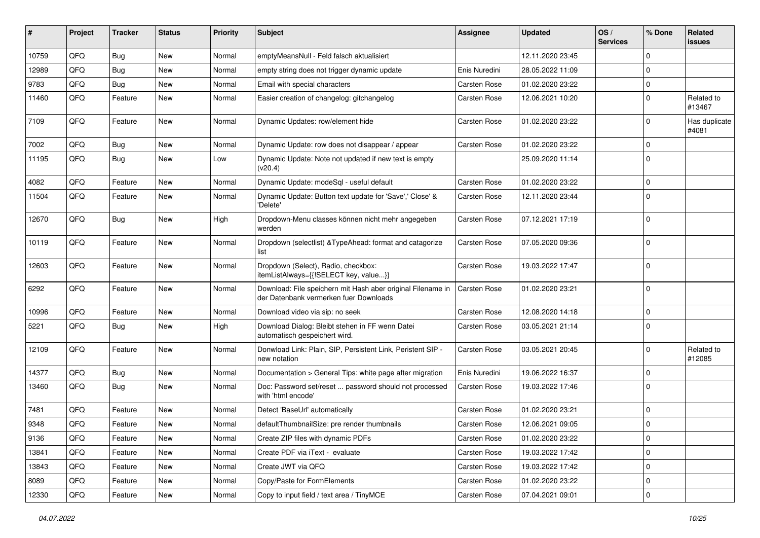| # | Project | Tracker | Status | Priority | Subject | Assignee | Updated | OS / Services | % Done | Related issues |
|---|---|---|---|---|---|---|---|---|---|---|
| 10759 | QFQ | Bug | New | Normal | emptyMeansNull - Feld falsch aktualisiert | | 12.11.2020 23:45 | | 0 | |
| 12989 | QFQ | Bug | New | Normal | empty string does not trigger dynamic update | Enis Nuredini | 28.05.2022 11:09 | | 0 | |
| 9783 | QFQ | Bug | New | Normal | Email with special characters | Carsten Rose | 01.02.2020 23:22 | | 0 | |
| 11460 | QFQ | Feature | New | Normal | Easier creation of changelog: gitchangelog | Carsten Rose | 12.06.2021 10:20 | | 0 | Related to #13467 |
| 7109 | QFQ | Feature | New | Normal | Dynamic Updates: row/element hide | Carsten Rose | 01.02.2020 23:22 | | 0 | Has duplicate #4081 |
| 7002 | QFQ | Bug | New | Normal | Dynamic Update: row does not disappear / appear | Carsten Rose | 01.02.2020 23:22 | | 0 | |
| 11195 | QFQ | Bug | New | Low | Dynamic Update: Note not updated if new text is empty (v20.4) | | 25.09.2020 11:14 | | 0 | |
| 4082 | QFQ | Feature | New | Normal | Dynamic Update: modeSql - useful default | Carsten Rose | 01.02.2020 23:22 | | 0 | |
| 11504 | QFQ | Feature | New | Normal | Dynamic Update: Button text update for 'Save',' Close' & 'Delete' | Carsten Rose | 12.11.2020 23:44 | | 0 | |
| 12670 | QFQ | Bug | New | High | Dropdown-Menu classes können nicht mehr angegeben werden | Carsten Rose | 07.12.2021 17:19 | | 0 | |
| 10119 | QFQ | Feature | New | Normal | Dropdown (selectlist) &TypeAhead: format and catagorize list | Carsten Rose | 07.05.2020 09:36 | | 0 | |
| 12603 | QFQ | Feature | New | Normal | Dropdown (Select), Radio, checkbox: itemListAlways={{!SELECT key, value...}} | Carsten Rose | 19.03.2022 17:47 | | 0 | |
| 6292 | QFQ | Feature | New | Normal | Download: File speichern mit Hash aber original Filename in der Datenbank vermerken fuer Downloads | Carsten Rose | 01.02.2020 23:21 | | 0 | |
| 10996 | QFQ | Feature | New | Normal | Download video via sip: no seek | Carsten Rose | 12.08.2020 14:18 | | 0 | |
| 5221 | QFQ | Bug | New | High | Download Dialog: Bleibt stehen in FF wenn Datei automatisch gespeichert wird. | Carsten Rose | 03.05.2021 21:14 | | 0 | |
| 12109 | QFQ | Feature | New | Normal | Donwload Link: Plain, SIP, Persistent Link, Peristent SIP - new notation | Carsten Rose | 03.05.2021 20:45 | | 0 | Related to #12085 |
| 14377 | QFQ | Bug | New | Normal | Documentation > General Tips: white page after migration | Enis Nuredini | 19.06.2022 16:37 | | 0 | |
| 13460 | QFQ | Bug | New | Normal | Doc: Password set/reset ... password should not processed with 'html encode' | Carsten Rose | 19.03.2022 17:46 | | 0 | |
| 7481 | QFQ | Feature | New | Normal | Detect 'BaseUrl' automatically | Carsten Rose | 01.02.2020 23:21 | | 0 | |
| 9348 | QFQ | Feature | New | Normal | defaultThumbnailSize: pre render thumbnails | Carsten Rose | 12.06.2021 09:05 | | 0 | |
| 9136 | QFQ | Feature | New | Normal | Create ZIP files with dynamic PDFs | Carsten Rose | 01.02.2020 23:22 | | 0 | |
| 13841 | QFQ | Feature | New | Normal | Create PDF via iText - evaluate | Carsten Rose | 19.03.2022 17:42 | | 0 | |
| 13843 | QFQ | Feature | New | Normal | Create JWT via QFQ | Carsten Rose | 19.03.2022 17:42 | | 0 | |
| 8089 | QFQ | Feature | New | Normal | Copy/Paste for FormElements | Carsten Rose | 01.02.2020 23:22 | | 0 | |
| 12330 | QFQ | Feature | New | Normal | Copy to input field / text area / TinyMCE | Carsten Rose | 07.04.2021 09:01 | | 0 | |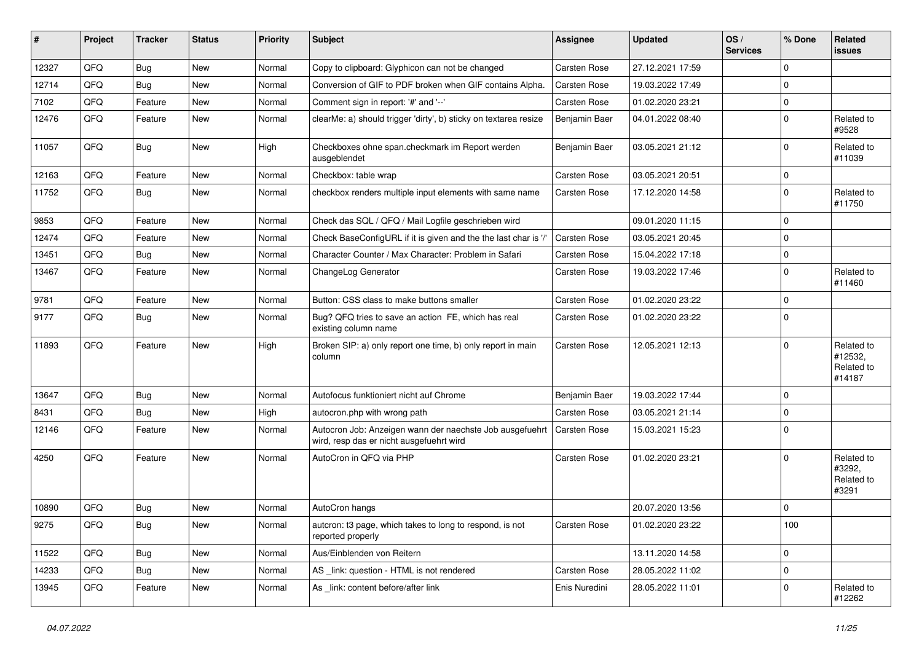| # | Project | Tracker | Status | Priority | Subject | Assignee | Updated | OS / Services | % Done | Related issues |
|---|---|---|---|---|---|---|---|---|---|---|
| 12327 | QFQ | Bug | New | Normal | Copy to clipboard: Glyphicon can not be changed | Carsten Rose | 27.12.2021 17:59 | | 0 | |
| 12714 | QFQ | Bug | New | Normal | Conversion of GIF to PDF broken when GIF contains Alpha. | Carsten Rose | 19.03.2022 17:49 | | 0 | |
| 7102 | QFQ | Feature | New | Normal | Comment sign in report: '#' and '--' | Carsten Rose | 01.02.2020 23:21 | | 0 | |
| 12476 | QFQ | Feature | New | Normal | clearMe: a) should trigger 'dirty', b) sticky on textarea resize | Benjamin Baer | 04.01.2022 08:40 | | 0 | Related to #9528 |
| 11057 | QFQ | Bug | New | High | Checkboxes ohne span.checkmark im Report werden ausgeblendet | Benjamin Baer | 03.05.2021 21:12 | | 0 | Related to #11039 |
| 12163 | QFQ | Feature | New | Normal | Checkbox: table wrap | Carsten Rose | 03.05.2021 20:51 | | 0 | |
| 11752 | QFQ | Bug | New | Normal | checkbox renders multiple input elements with same name | Carsten Rose | 17.12.2020 14:58 | | 0 | Related to #11750 |
| 9853 | QFQ | Feature | New | Normal | Check das SQL / QFQ / Mail Logfile geschrieben wird | | 09.01.2020 11:15 | | 0 | |
| 12474 | QFQ | Feature | New | Normal | Check BaseConfigURL if it is given and the the last char is '/' | Carsten Rose | 03.05.2021 20:45 | | 0 | |
| 13451 | QFQ | Bug | New | Normal | Character Counter / Max Character: Problem in Safari | Carsten Rose | 15.04.2022 17:18 | | 0 | |
| 13467 | QFQ | Feature | New | Normal | ChangeLog Generator | Carsten Rose | 19.03.2022 17:46 | | 0 | Related to #11460 |
| 9781 | QFQ | Feature | New | Normal | Button: CSS class to make buttons smaller | Carsten Rose | 01.02.2020 23:22 | | 0 | |
| 9177 | QFQ | Bug | New | Normal | Bug? QFQ tries to save an action FE, which has real existing column name | Carsten Rose | 01.02.2020 23:22 | | 0 | |
| 11893 | QFQ | Feature | New | High | Broken SIP: a) only report one time, b) only report in main column | Carsten Rose | 12.05.2021 12:13 | | 0 | Related to #12532, Related to #14187 |
| 13647 | QFQ | Bug | New | Normal | Autofocus funktioniert nicht auf Chrome | Benjamin Baer | 19.03.2022 17:44 | | 0 | |
| 8431 | QFQ | Bug | New | High | autocron.php with wrong path | Carsten Rose | 03.05.2021 21:14 | | 0 | |
| 12146 | QFQ | Feature | New | Normal | Autocron Job: Anzeigen wann der naechste Job ausgefuehrt wird, resp das er nicht ausgefuehrt wird | Carsten Rose | 15.03.2021 15:23 | | 0 | |
| 4250 | QFQ | Feature | New | Normal | AutoCron in QFQ via PHP | Carsten Rose | 01.02.2020 23:21 | | 0 | Related to #3292, Related to #3291 |
| 10890 | QFQ | Bug | New | Normal | AutoCron hangs | | 20.07.2020 13:56 | | 0 | |
| 9275 | QFQ | Bug | New | Normal | autcron: t3 page, which takes to long to respond, is not reported properly | Carsten Rose | 01.02.2020 23:22 | | 100 | |
| 11522 | QFQ | Bug | New | Normal | Aus/Einblenden von Reitern | | 13.11.2020 14:58 | | 0 | |
| 14233 | QFQ | Bug | New | Normal | AS _link: question - HTML is not rendered | Carsten Rose | 28.05.2022 11:02 | | 0 | |
| 13945 | QFQ | Feature | New | Normal | As _link: content before/after link | Enis Nuredini | 28.05.2022 11:01 | | 0 | Related to #12262 |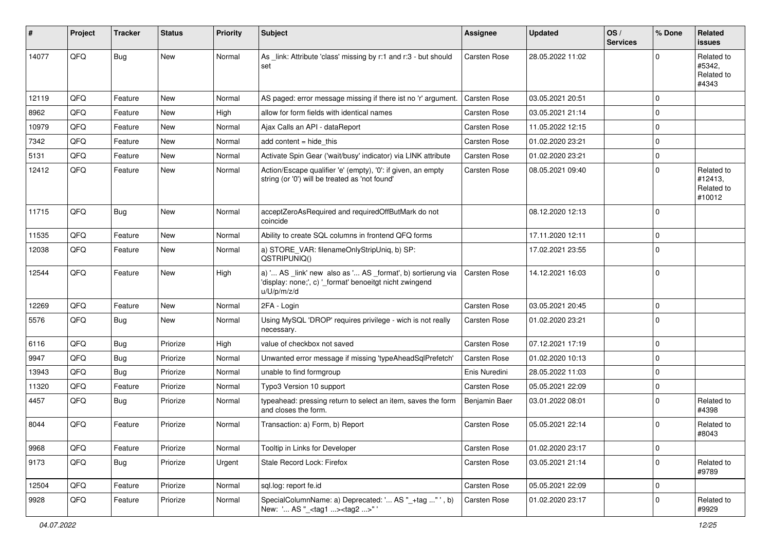| # | Project | Tracker | Status | Priority | Subject | Assignee | Updated | OS / Services | % Done | Related issues |
|---|---|---|---|---|---|---|---|---|---|---|
| 14077 | QFQ | Bug | New | Normal | As _link: Attribute 'class' missing by r:1 and r:3 - but should set | Carsten Rose | 28.05.2022 11:02 | | 0 | Related to #5342, Related to #4343 |
| 12119 | QFQ | Feature | New | Normal | AS paged: error message missing if there ist no 'r' argument. | Carsten Rose | 03.05.2021 20:51 | | 0 | |
| 8962 | QFQ | Feature | New | High | allow for form fields with identical names | Carsten Rose | 03.05.2021 21:14 | | 0 | |
| 10979 | QFQ | Feature | New | Normal | Ajax Calls an API - dataReport | Carsten Rose | 11.05.2022 12:15 | | 0 | |
| 7342 | QFQ | Feature | New | Normal | add content = hide_this | Carsten Rose | 01.02.2020 23:21 | | 0 | |
| 5131 | QFQ | Feature | New | Normal | Activate Spin Gear ('wait/busy' indicator) via LINK attribute | Carsten Rose | 01.02.2020 23:21 | | 0 | |
| 12412 | QFQ | Feature | New | Normal | Action/Escape qualifier 'e' (empty), '0': if given, an empty string (or '0') will be treated as 'not found' | Carsten Rose | 08.05.2021 09:40 | | 0 | Related to #12413, Related to #10012 |
| 11715 | QFQ | Bug | New | Normal | acceptZeroAsRequired and requiredOffButMark do not coincide | | 08.12.2020 12:13 | | 0 | |
| 11535 | QFQ | Feature | New | Normal | Ability to create SQL columns in frontend QFQ forms | | 17.11.2020 12:11 | | 0 | |
| 12038 | QFQ | Feature | New | Normal | a) STORE_VAR: filenameOnlyStripUniq, b) SP: QSTRIPUNIQ() | | 17.02.2021 23:55 | | 0 | |
| 12544 | QFQ | Feature | New | High | a) '... AS _link' new also as '... AS _format', b) sortierung via 'display: none;', c) '_format' benoeitgt nicht zwingend u/U/p/m/z/d | Carsten Rose | 14.12.2021 16:03 | | 0 | |
| 12269 | QFQ | Feature | New | Normal | 2FA - Login | Carsten Rose | 03.05.2021 20:45 | | 0 | |
| 5576 | QFQ | Bug | New | Normal | Using MySQL 'DROP' requires privilege - wich is not really necessary. | Carsten Rose | 01.02.2020 23:21 | | 0 | |
| 6116 | QFQ | Bug | Priorize | High | value of checkbox not saved | Carsten Rose | 07.12.2021 17:19 | | 0 | |
| 9947 | QFQ | Bug | Priorize | Normal | Unwanted error message if missing 'typeAheadSqlPrefetch' | Carsten Rose | 01.02.2020 10:13 | | 0 | |
| 13943 | QFQ | Bug | Priorize | Normal | unable to find formgroup | Enis Nuredini | 28.05.2022 11:03 | | 0 | |
| 11320 | QFQ | Feature | Priorize | Normal | Typo3 Version 10 support | Carsten Rose | 05.05.2021 22:09 | | 0 | |
| 4457 | QFQ | Bug | Priorize | Normal | typeahead: pressing return to select an item, saves the form and closes the form. | Benjamin Baer | 03.01.2022 08:01 | | 0 | Related to #4398 |
| 8044 | QFQ | Feature | Priorize | Normal | Transaction: a) Form, b) Report | Carsten Rose | 05.05.2021 22:14 | | 0 | Related to #8043 |
| 9968 | QFQ | Feature | Priorize | Normal | Tooltip in Links for Developer | Carsten Rose | 01.02.2020 23:17 | | 0 | |
| 9173 | QFQ | Bug | Priorize | Urgent | Stale Record Lock: Firefox | Carsten Rose | 03.05.2021 21:14 | | 0 | Related to #9789 |
| 12504 | QFQ | Feature | Priorize | Normal | sql.log: report fe.id | Carsten Rose | 05.05.2021 22:09 | | 0 | |
| 9928 | QFQ | Feature | Priorize | Normal | SpecialColumnName: a) Deprecated: '... AS "_+tag ..." ', b) New: '... AS "_<tag1 ...><tag2 ...>" ' | Carsten Rose | 01.02.2020 23:17 | | 0 | Related to #9929 |

*04.07.2022*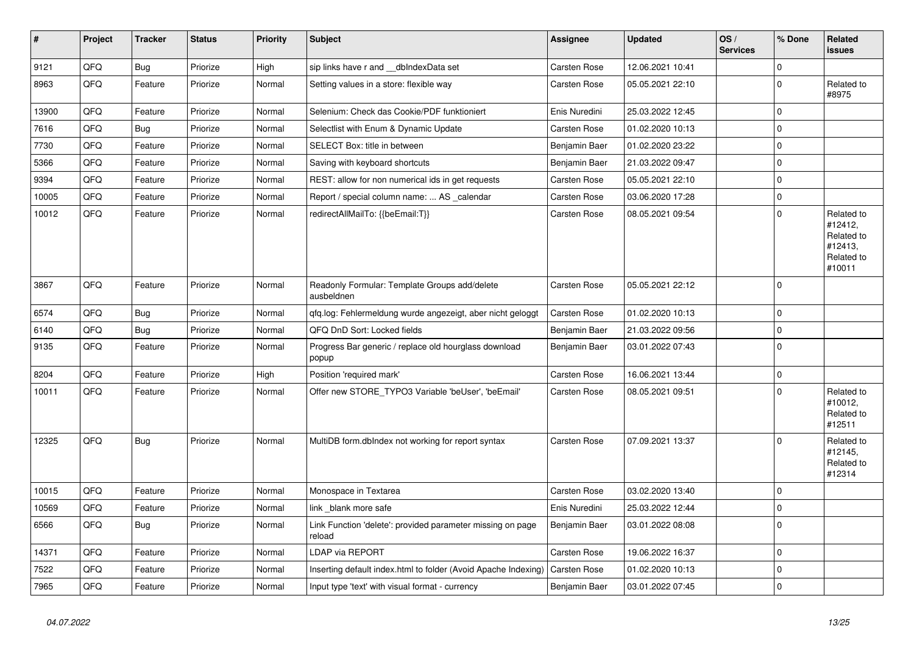| # | Project | Tracker | Status | Priority | Subject | Assignee | Updated | OS / Services | % Done | Related issues |
|---|---|---|---|---|---|---|---|---|---|---|
| 9121 | QFQ | Bug | Priorize | High | sip links have r and __dbIndexData set | Carsten Rose | 12.06.2021 10:41 | | 0 | |
| 8963 | QFQ | Feature | Priorize | Normal | Setting values in a store: flexible way | Carsten Rose | 05.05.2021 22:10 | | 0 | Related to #8975 |
| 13900 | QFQ | Feature | Priorize | Normal | Selenium: Check das Cookie/PDF funktioniert | Enis Nuredini | 25.03.2022 12:45 | | 0 | |
| 7616 | QFQ | Bug | Priorize | Normal | Selectlist with Enum & Dynamic Update | Carsten Rose | 01.02.2020 10:13 | | 0 | |
| 7730 | QFQ | Feature | Priorize | Normal | SELECT Box: title in between | Benjamin Baer | 01.02.2020 23:22 | | 0 | |
| 5366 | QFQ | Feature | Priorize | Normal | Saving with keyboard shortcuts | Benjamin Baer | 21.03.2022 09:47 | | 0 | |
| 9394 | QFQ | Feature | Priorize | Normal | REST: allow for non numerical ids in get requests | Carsten Rose | 05.05.2021 22:10 | | 0 | |
| 10005 | QFQ | Feature | Priorize | Normal | Report / special column name: ... AS _calendar | Carsten Rose | 03.06.2020 17:28 | | 0 | |
| 10012 | QFQ | Feature | Priorize | Normal | redirectAllMailTo: {{beEmail:T}} | Carsten Rose | 08.05.2021 09:54 | | 0 | Related to #12412, Related to #12413, Related to #10011 |
| 3867 | QFQ | Feature | Priorize | Normal | Readonly Formular: Template Groups add/delete ausbeldnen | Carsten Rose | 05.05.2021 22:12 | | 0 | |
| 6574 | QFQ | Bug | Priorize | Normal | qfq.log: Fehlermeldung wurde angezeigt, aber nicht geloggt | Carsten Rose | 01.02.2020 10:13 | | 0 | |
| 6140 | QFQ | Bug | Priorize | Normal | QFQ DnD Sort: Locked fields | Benjamin Baer | 21.03.2022 09:56 | | 0 | |
| 9135 | QFQ | Feature | Priorize | Normal | Progress Bar generic / replace old hourglass download popup | Benjamin Baer | 03.01.2022 07:43 | | 0 | |
| 8204 | QFQ | Feature | Priorize | High | Position 'required mark' | Carsten Rose | 16.06.2021 13:44 | | 0 | |
| 10011 | QFQ | Feature | Priorize | Normal | Offer new STORE_TYPO3 Variable 'beUser', 'beEmail' | Carsten Rose | 08.05.2021 09:51 | | 0 | Related to #10012, Related to #12511 |
| 12325 | QFQ | Bug | Priorize | Normal | MultiDB form.dbIndex not working for report syntax | Carsten Rose | 07.09.2021 13:37 | | 0 | Related to #12145, Related to #12314 |
| 10015 | QFQ | Feature | Priorize | Normal | Monospace in Textarea | Carsten Rose | 03.02.2020 13:40 | | 0 | |
| 10569 | QFQ | Feature | Priorize | Normal | link _blank more safe | Enis Nuredini | 25.03.2022 12:44 | | 0 | |
| 6566 | QFQ | Bug | Priorize | Normal | Link Function 'delete': provided parameter missing on page reload | Benjamin Baer | 03.01.2022 08:08 | | 0 | |
| 14371 | QFQ | Feature | Priorize | Normal | LDAP via REPORT | Carsten Rose | 19.06.2022 16:37 | | 0 | |
| 7522 | QFQ | Feature | Priorize | Normal | Inserting default index.html to folder (Avoid Apache Indexing) | Carsten Rose | 01.02.2020 10:13 | | 0 | |
| 7965 | QFQ | Feature | Priorize | Normal | Input type 'text' with visual format - currency | Benjamin Baer | 03.01.2022 07:45 | | 0 | |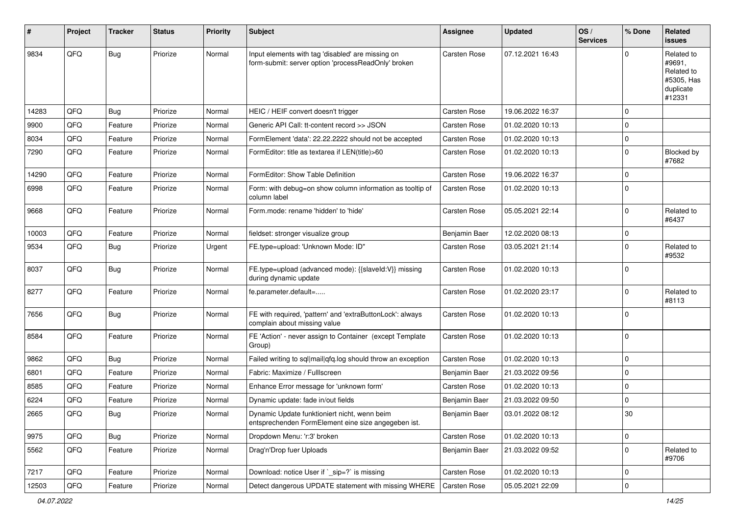| # | Project | Tracker | Status | Priority | Subject | Assignee | Updated | OS / Services | % Done | Related issues |
|---|---|---|---|---|---|---|---|---|---|---|
| 9834 | QFQ | Bug | Priorize | Normal | Input elements with tag 'disabled' are missing on form-submit: server option 'processReadOnly' broken | Carsten Rose | 07.12.2021 16:43 | | 0 | Related to #9691, Related to #5305, Has duplicate #12331 |
| 14283 | QFQ | Bug | Priorize | Normal | HEIC / HEIF convert doesn't trigger | Carsten Rose | 19.06.2022 16:37 | | 0 | |
| 9900 | QFQ | Feature | Priorize | Normal | Generic API Call: tt-content record >> JSON | Carsten Rose | 01.02.2020 10:13 | | 0 | |
| 8034 | QFQ | Feature | Priorize | Normal | FormElement 'data': 22.22.2222 should not be accepted | Carsten Rose | 01.02.2020 10:13 | | 0 | |
| 7290 | QFQ | Feature | Priorize | Normal | FormEditor: title as textarea if LEN(title)>60 | Carsten Rose | 01.02.2020 10:13 | | 0 | Blocked by #7682 |
| 14290 | QFQ | Feature | Priorize | Normal | FormEditor: Show Table Definition | Carsten Rose | 19.06.2022 16:37 | | 0 | |
| 6998 | QFQ | Feature | Priorize | Normal | Form: with debug=on show column information as tooltip of column label | Carsten Rose | 01.02.2020 10:13 | | 0 | |
| 9668 | QFQ | Feature | Priorize | Normal | Form.mode: rename 'hidden' to 'hide' | Carsten Rose | 05.05.2021 22:14 | | 0 | Related to #6437 |
| 10003 | QFQ | Feature | Priorize | Normal | fieldset: stronger visualize group | Benjamin Baer | 12.02.2020 08:13 | | 0 | |
| 9534 | QFQ | Bug | Priorize | Urgent | FE.type=upload: 'Unknown Mode: ID" | Carsten Rose | 03.05.2021 21:14 | | 0 | Related to #9532 |
| 8037 | QFQ | Bug | Priorize | Normal | FE.type=upload (advanced mode): {{slaveId:V}} missing during dynamic update | Carsten Rose | 01.02.2020 10:13 | | 0 | |
| 8277 | QFQ | Feature | Priorize | Normal | fe.parameter.default=..... | Carsten Rose | 01.02.2020 23:17 | | 0 | Related to #8113 |
| 7656 | QFQ | Bug | Priorize | Normal | FE with required, 'pattern' and 'extraButtonLock': always complain about missing value | Carsten Rose | 01.02.2020 10:13 | | 0 | |
| 8584 | QFQ | Feature | Priorize | Normal | FE 'Action' - never assign to Container (except Template Group) | Carsten Rose | 01.02.2020 10:13 | | 0 | |
| 9862 | QFQ | Bug | Priorize | Normal | Failed writing to sql\|mail\|qfq.log should throw an exception | Carsten Rose | 01.02.2020 10:13 | | 0 | |
| 6801 | QFQ | Feature | Priorize | Normal | Fabric: Maximize / Fulllscreen | Benjamin Baer | 21.03.2022 09:56 | | 0 | |
| 8585 | QFQ | Feature | Priorize | Normal | Enhance Error message for 'unknown form' | Carsten Rose | 01.02.2020 10:13 | | 0 | |
| 6224 | QFQ | Feature | Priorize | Normal | Dynamic update: fade in/out fields | Benjamin Baer | 21.03.2022 09:50 | | 0 | |
| 2665 | QFQ | Bug | Priorize | Normal | Dynamic Update funktioniert nicht, wenn beim entsprechenden FormElement eine size angegeben ist. | Benjamin Baer | 03.01.2022 08:12 | | 30 | |
| 9975 | QFQ | Bug | Priorize | Normal | Dropdown Menu: 'r:3' broken | Carsten Rose | 01.02.2020 10:13 | | 0 | |
| 5562 | QFQ | Feature | Priorize | Normal | Drag'n'Drop fuer Uploads | Benjamin Baer | 21.03.2022 09:52 | | 0 | Related to #9706 |
| 7217 | QFQ | Feature | Priorize | Normal | Download: notice User if `_sip=?` is missing | Carsten Rose | 01.02.2020 10:13 | | 0 | |
| 12503 | QFQ | Feature | Priorize | Normal | Detect dangerous UPDATE statement with missing WHERE | Carsten Rose | 05.05.2021 22:09 | | 0 | |

04.07.2022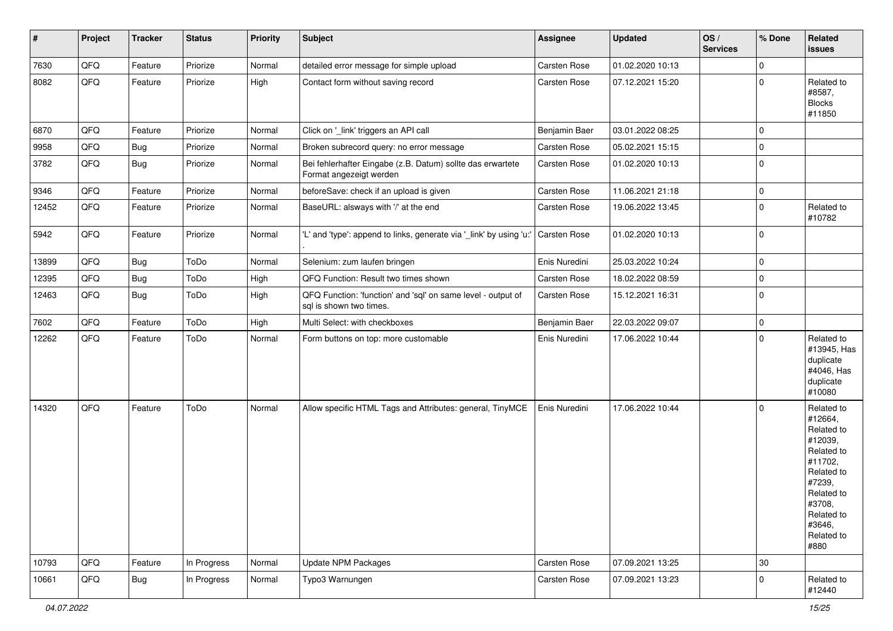| # | Project | Tracker | Status | Priority | Subject | Assignee | Updated | OS / Services | % Done | Related issues |
|---|---|---|---|---|---|---|---|---|---|---|
| 7630 | QFQ | Feature | Priorize | Normal | detailed error message for simple upload | Carsten Rose | 01.02.2020 10:13 | | 0 | |
| 8082 | QFQ | Feature | Priorize | High | Contact form without saving record | Carsten Rose | 07.12.2021 15:20 | | 0 | Related to #8587, Blocks #11850 |
| 6870 | QFQ | Feature | Priorize | Normal | Click on '_link' triggers an API call | Benjamin Baer | 03.01.2022 08:25 | | 0 | |
| 9958 | QFQ | Bug | Priorize | Normal | Broken subrecord query: no error message | Carsten Rose | 05.02.2021 15:15 | | 0 | |
| 3782 | QFQ | Bug | Priorize | Normal | Bei fehlerhafter Eingabe (z.B. Datum) sollte das erwartete Format angezeigt werden | Carsten Rose | 01.02.2020 10:13 | | 0 | |
| 9346 | QFQ | Feature | Priorize | Normal | beforeSave: check if an upload is given | Carsten Rose | 11.06.2021 21:18 | | 0 | |
| 12452 | QFQ | Feature | Priorize | Normal | BaseURL: alsways with '/' at the end | Carsten Rose | 19.06.2022 13:45 | | 0 | Related to #10782 |
| 5942 | QFQ | Feature | Priorize | Normal | 'L' and 'type': append to links, generate via '_link' by using 'u:' . | Carsten Rose | 01.02.2020 10:13 | | 0 | |
| 13899 | QFQ | Bug | ToDo | Normal | Selenium: zum laufen bringen | Enis Nuredini | 25.03.2022 10:24 | | 0 | |
| 12395 | QFQ | Bug | ToDo | High | QFQ Function: Result two times shown | Carsten Rose | 18.02.2022 08:59 | | 0 | |
| 12463 | QFQ | Bug | ToDo | High | QFQ Function: 'function' and 'sql' on same level - output of sql is shown two times. | Carsten Rose | 15.12.2021 16:31 | | 0 | |
| 7602 | QFQ | Feature | ToDo | High | Multi Select: with checkboxes | Benjamin Baer | 22.03.2022 09:07 | | 0 | |
| 12262 | QFQ | Feature | ToDo | Normal | Form buttons on top: more customable | Enis Nuredini | 17.06.2022 10:44 | | 0 | Related to #13945, Has duplicate #4046, Has duplicate #10080 |
| 14320 | QFQ | Feature | ToDo | Normal | Allow specific HTML Tags and Attributes: general, TinyMCE | Enis Nuredini | 17.06.2022 10:44 | | 0 | Related to #12664, Related to #12039, Related to #11702, Related to #7239, Related to #3708, Related to #3646, Related to #880 |
| 10793 | QFQ | Feature | In Progress | Normal | Update NPM Packages | Carsten Rose | 07.09.2021 13:25 | | 30 | |
| 10661 | QFQ | Bug | In Progress | Normal | Typo3 Warnungen | Carsten Rose | 07.09.2021 13:23 | | 0 | Related to #12440 |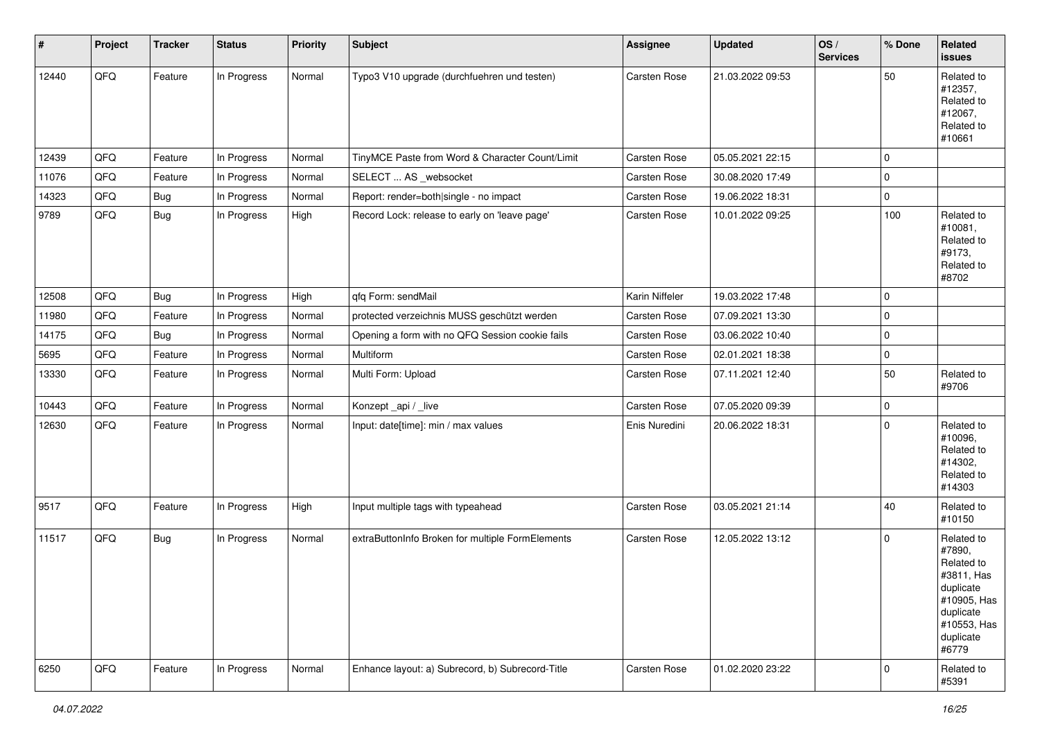| # | Project | Tracker | Status | Priority | Subject | Assignee | Updated | OS / Services | % Done | Related issues |
|---|---|---|---|---|---|---|---|---|---|---|
| 12440 | QFQ | Feature | In Progress | Normal | Typo3 V10 upgrade (durchfuehren und testen) | Carsten Rose | 21.03.2022 09:53 | | 50 | Related to #12357, Related to #12067, Related to #10661 |
| 12439 | QFQ | Feature | In Progress | Normal | TinyMCE Paste from Word & Character Count/Limit | Carsten Rose | 05.05.2021 22:15 | | 0 | |
| 11076 | QFQ | Feature | In Progress | Normal | SELECT ... AS _websocket | Carsten Rose | 30.08.2020 17:49 | | 0 | |
| 14323 | QFQ | Bug | In Progress | Normal | Report: render=both\|single - no impact | Carsten Rose | 19.06.2022 18:31 | | 0 | |
| 9789 | QFQ | Bug | In Progress | High | Record Lock: release to early on 'leave page' | Carsten Rose | 10.01.2022 09:25 | | 100 | Related to #10081, Related to #9173, Related to #8702 |
| 12508 | QFQ | Bug | In Progress | High | qfq Form: sendMail | Karin Niffeler | 19.03.2022 17:48 | | 0 | |
| 11980 | QFQ | Feature | In Progress | Normal | protected verzeichnis MUSS geschützt werden | Carsten Rose | 07.09.2021 13:30 | | 0 | |
| 14175 | QFQ | Bug | In Progress | Normal | Opening a form with no QFQ Session cookie fails | Carsten Rose | 03.06.2022 10:40 | | 0 | |
| 5695 | QFQ | Feature | In Progress | Normal | Multiform | Carsten Rose | 02.01.2021 18:38 | | 0 | |
| 13330 | QFQ | Feature | In Progress | Normal | Multi Form: Upload | Carsten Rose | 07.11.2021 12:40 | | 50 | Related to #9706 |
| 10443 | QFQ | Feature | In Progress | Normal | Konzept _api / _live | Carsten Rose | 07.05.2020 09:39 | | 0 | |
| 12630 | QFQ | Feature | In Progress | Normal | Input: date[time]: min / max values | Enis Nuredini | 20.06.2022 18:31 | | 0 | Related to #10096, Related to #14302, Related to #14303 |
| 9517 | QFQ | Feature | In Progress | High | Input multiple tags with typeahead | Carsten Rose | 03.05.2021 21:14 | | 40 | Related to #10150 |
| 11517 | QFQ | Bug | In Progress | Normal | extraButtonInfo Broken for multiple FormElements | Carsten Rose | 12.05.2022 13:12 | | 0 | Related to #7890, Related to #3811, Has duplicate #10905, Has duplicate #10553, Has duplicate #6779 |
| 6250 | QFQ | Feature | In Progress | Normal | Enhance layout: a) Subrecord, b) Subrecord-Title | Carsten Rose | 01.02.2020 23:22 | | 0 | Related to #5391 |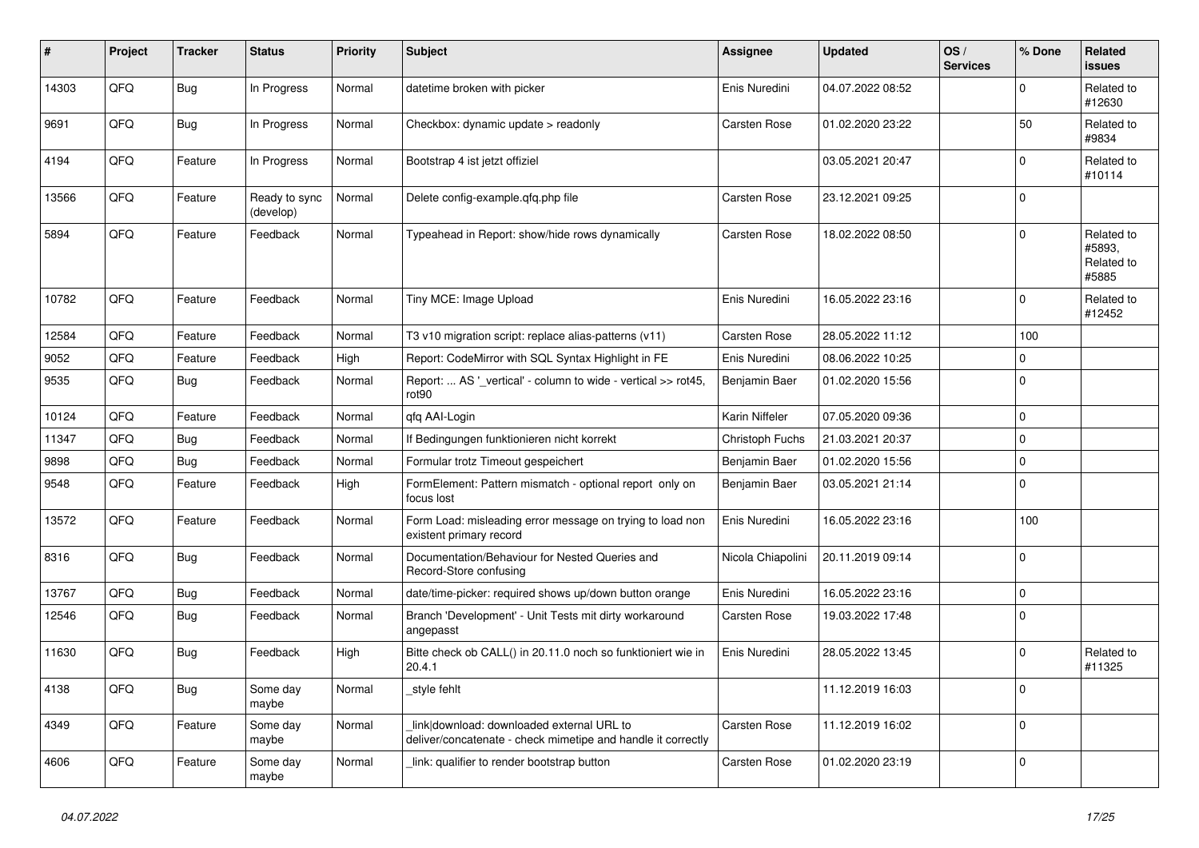| # | Project | Tracker | Status | Priority | Subject | Assignee | Updated | OS / Services | % Done | Related issues |
|---|---|---|---|---|---|---|---|---|---|---|
| 14303 | QFQ | Bug | In Progress | Normal | datetime broken with picker | Enis Nuredini | 04.07.2022 08:52 | | 0 | Related to #12630 |
| 9691 | QFQ | Bug | In Progress | Normal | Checkbox: dynamic update > readonly | Carsten Rose | 01.02.2020 23:22 | | 50 | Related to #9834 |
| 4194 | QFQ | Feature | In Progress | Normal | Bootstrap 4 ist jetzt offiziel | | 03.05.2021 20:47 | | 0 | Related to #10114 |
| 13566 | QFQ | Feature | Ready to sync (develop) | Normal | Delete config-example.qfq.php file | Carsten Rose | 23.12.2021 09:25 | | 0 | |
| 5894 | QFQ | Feature | Feedback | Normal | Typeahead in Report: show/hide rows dynamically | Carsten Rose | 18.02.2022 08:50 | | 0 | Related to #5893, Related to #5885 |
| 10782 | QFQ | Feature | Feedback | Normal | Tiny MCE: Image Upload | Enis Nuredini | 16.05.2022 23:16 | | 0 | Related to #12452 |
| 12584 | QFQ | Feature | Feedback | Normal | T3 v10 migration script: replace alias-patterns (v11) | Carsten Rose | 28.05.2022 11:12 | | 100 | |
| 9052 | QFQ | Feature | Feedback | High | Report: CodeMirror with SQL Syntax Highlight in FE | Enis Nuredini | 08.06.2022 10:25 | | 0 | |
| 9535 | QFQ | Bug | Feedback | Normal | Report: ... AS '_vertical' - column to wide - vertical >> rot45, rot90 | Benjamin Baer | 01.02.2020 15:56 | | 0 | |
| 10124 | QFQ | Feature | Feedback | Normal | qfq AAI-Login | Karin Niffeler | 07.05.2020 09:36 | | 0 | |
| 11347 | QFQ | Bug | Feedback | Normal | If Bedingungen funktionieren nicht korrekt | Christoph Fuchs | 21.03.2021 20:37 | | 0 | |
| 9898 | QFQ | Bug | Feedback | Normal | Formular trotz Timeout gespeichert | Benjamin Baer | 01.02.2020 15:56 | | 0 | |
| 9548 | QFQ | Feature | Feedback | High | FormElement: Pattern mismatch - optional report only on focus lost | Benjamin Baer | 03.05.2021 21:14 | | 0 | |
| 13572 | QFQ | Feature | Feedback | Normal | Form Load: misleading error message on trying to load non existent primary record | Enis Nuredini | 16.05.2022 23:16 | | 100 | |
| 8316 | QFQ | Bug | Feedback | Normal | Documentation/Behaviour for Nested Queries and Record-Store confusing | Nicola Chiapolini | 20.11.2019 09:14 | | 0 | |
| 13767 | QFQ | Bug | Feedback | Normal | date/time-picker: required shows up/down button orange | Enis Nuredini | 16.05.2022 23:16 | | 0 | |
| 12546 | QFQ | Bug | Feedback | Normal | Branch 'Development' - Unit Tests mit dirty workaround angepasst | Carsten Rose | 19.03.2022 17:48 | | 0 | |
| 11630 | QFQ | Bug | Feedback | High | Bitte check ob CALL() in 20.11.0 noch so funktioniert wie in 20.4.1 | Enis Nuredini | 28.05.2022 13:45 | | 0 | Related to #11325 |
| 4138 | QFQ | Bug | Some day maybe | Normal | _style fehlt | | 11.12.2019 16:03 | | 0 | |
| 4349 | QFQ | Feature | Some day maybe | Normal | _link\|download: downloaded external URL to deliver/concatenate - check mimetipe and handle it correctly | Carsten Rose | 11.12.2019 16:02 | | 0 | |
| 4606 | QFQ | Feature | Some day maybe | Normal | _link: qualifier to render bootstrap button | Carsten Rose | 01.02.2020 23:19 | | 0 | |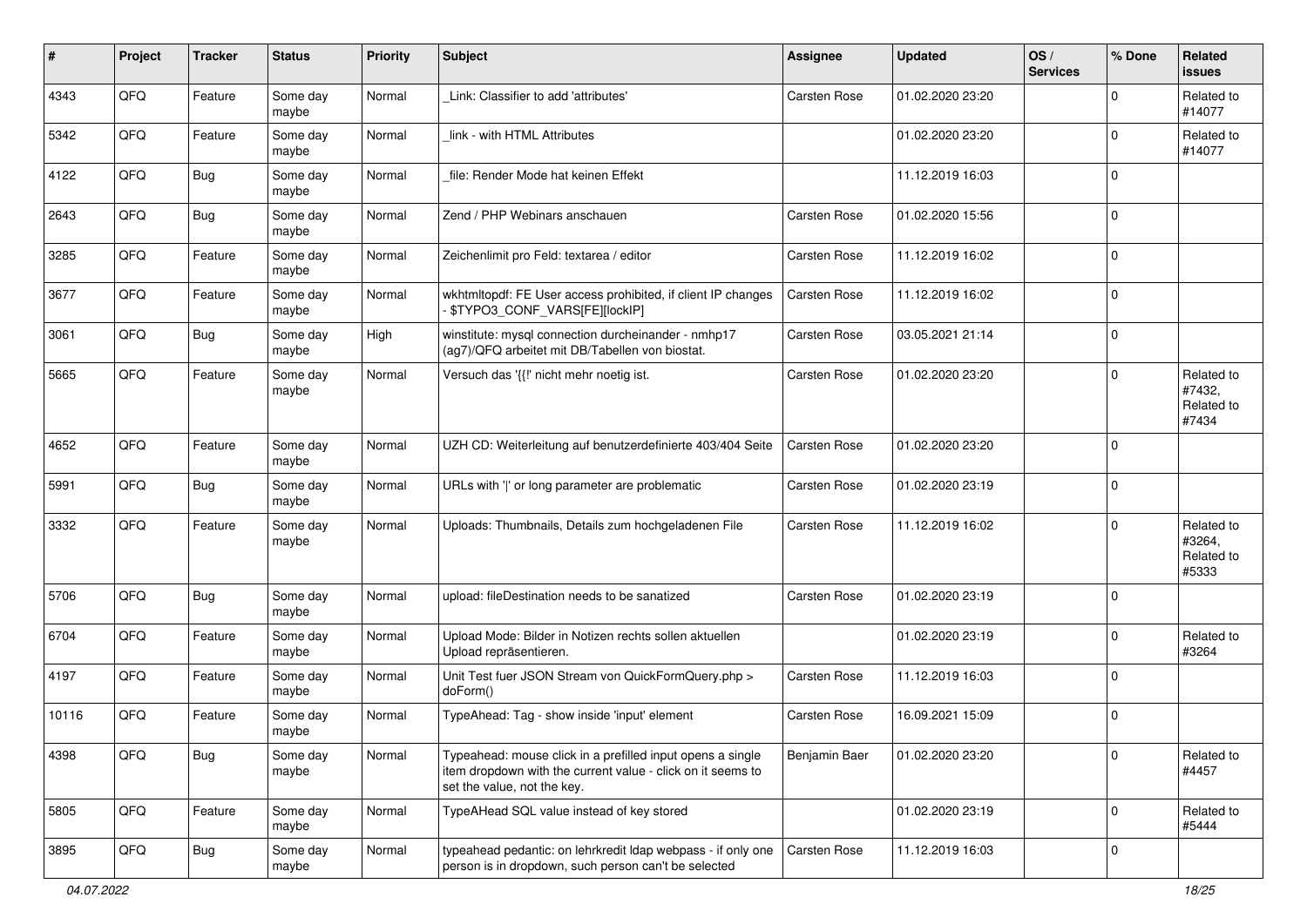| # | Project | Tracker | Status | Priority | Subject | Assignee | Updated | OS / Services | % Done | Related issues |
|---|---|---|---|---|---|---|---|---|---|---|
| 4343 | QFQ | Feature | Some day maybe | Normal | _Link: Classifier to add 'attributes' | Carsten Rose | 01.02.2020 23:20 | | 0 | Related to #14077 |
| 5342 | QFQ | Feature | Some day maybe | Normal | _link - with HTML Attributes | | 01.02.2020 23:20 | | 0 | Related to #14077 |
| 4122 | QFQ | Bug | Some day maybe | Normal | _file: Render Mode hat keinen Effekt | | 11.12.2019 16:03 | | 0 | |
| 2643 | QFQ | Bug | Some day maybe | Normal | Zend / PHP Webinars anschauen | Carsten Rose | 01.02.2020 15:56 | | 0 | |
| 3285 | QFQ | Feature | Some day maybe | Normal | Zeichenlimit pro Feld: textarea / editor | Carsten Rose | 11.12.2019 16:02 | | 0 | |
| 3677 | QFQ | Feature | Some day maybe | Normal | wkhtmltopdf: FE User access prohibited, if client IP changes - $TYPO3_CONF_VARS[FE][lockIP] | Carsten Rose | 11.12.2019 16:02 | | 0 | |
| 3061 | QFQ | Bug | Some day maybe | High | winstitute: mysql connection durcheinander - nmhp17 (ag7)/QFQ arbeitet mit DB/Tabellen von biostat. | Carsten Rose | 03.05.2021 21:14 | | 0 | |
| 5665 | QFQ | Feature | Some day maybe | Normal | Versuch das '{{!' nicht mehr noetig ist. | Carsten Rose | 01.02.2020 23:20 | | 0 | Related to #7432, Related to #7434 |
| 4652 | QFQ | Feature | Some day maybe | Normal | UZH CD: Weiterleitung auf benutzerdefinierte 403/404 Seite | Carsten Rose | 01.02.2020 23:20 | | 0 | |
| 5991 | QFQ | Bug | Some day maybe | Normal | URLs with '\|' or long parameter are problematic | Carsten Rose | 01.02.2020 23:19 | | 0 | |
| 3332 | QFQ | Feature | Some day maybe | Normal | Uploads: Thumbnails, Details zum hochgeladenen File | Carsten Rose | 11.12.2019 16:02 | | 0 | Related to #3264, Related to #5333 |
| 5706 | QFQ | Bug | Some day maybe | Normal | upload: fileDestination needs to be sanatized | Carsten Rose | 01.02.2020 23:19 | | 0 | |
| 6704 | QFQ | Feature | Some day maybe | Normal | Upload Mode: Bilder in Notizen rechts sollen aktuellen Upload repräsentieren. | | 01.02.2020 23:19 | | 0 | Related to #3264 |
| 4197 | QFQ | Feature | Some day maybe | Normal | Unit Test fuer JSON Stream von QuickFormQuery.php > doForm() | Carsten Rose | 11.12.2019 16:03 | | 0 | |
| 10116 | QFQ | Feature | Some day maybe | Normal | TypeAhead: Tag - show inside 'input' element | Carsten Rose | 16.09.2021 15:09 | | 0 | |
| 4398 | QFQ | Bug | Some day maybe | Normal | Typeahead: mouse click in a prefilled input opens a single item dropdown with the current value - click on it seems to set the value, not the key. | Benjamin Baer | 01.02.2020 23:20 | | 0 | Related to #4457 |
| 5805 | QFQ | Feature | Some day maybe | Normal | TypeAHead SQL value instead of key stored | | 01.02.2020 23:19 | | 0 | Related to #5444 |
| 3895 | QFQ | Bug | Some day maybe | Normal | typeahead pedantic: on lehrkredit ldap webpass - if only one person is in dropdown, such person can't be selected | Carsten Rose | 11.12.2019 16:03 | | 0 | |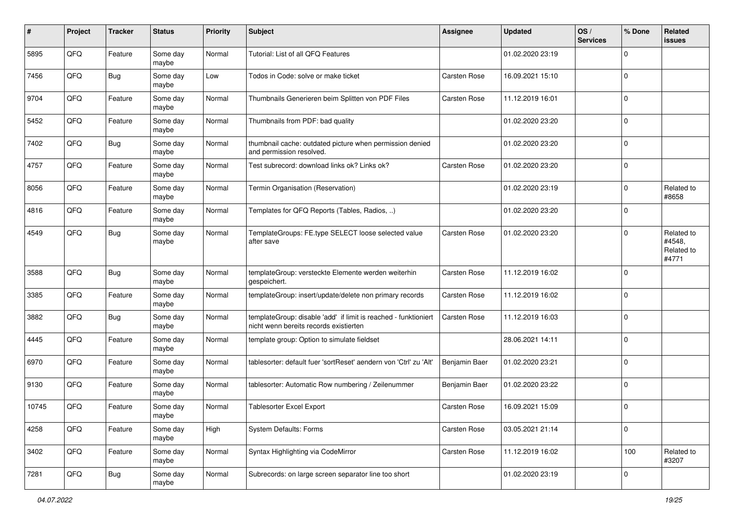| # | Project | Tracker | Status | Priority | Subject | Assignee | Updated | OS / Services | % Done | Related issues |
|---|---|---|---|---|---|---|---|---|---|---|
| 5895 | QFQ | Feature | Some day maybe | Normal | Tutorial: List of all QFQ Features | | 01.02.2020 23:19 | | 0 | |
| 7456 | QFQ | Bug | Some day maybe | Low | Todos in Code: solve or make ticket | Carsten Rose | 16.09.2021 15:10 | | 0 | |
| 9704 | QFQ | Feature | Some day maybe | Normal | Thumbnails Generieren beim Splitten von PDF Files | Carsten Rose | 11.12.2019 16:01 | | 0 | |
| 5452 | QFQ | Feature | Some day maybe | Normal | Thumbnails from PDF: bad quality | | 01.02.2020 23:20 | | 0 | |
| 7402 | QFQ | Bug | Some day maybe | Normal | thumbnail cache: outdated picture when permission denied and permission resolved. | | 01.02.2020 23:20 | | 0 | |
| 4757 | QFQ | Feature | Some day maybe | Normal | Test subrecord: download links ok? Links ok? | Carsten Rose | 01.02.2020 23:20 | | 0 | |
| 8056 | QFQ | Feature | Some day maybe | Normal | Termin Organisation (Reservation) | | 01.02.2020 23:19 | | 0 | Related to #8658 |
| 4816 | QFQ | Feature | Some day maybe | Normal | Templates for QFQ Reports (Tables, Radios, ..) | | 01.02.2020 23:20 | | 0 | |
| 4549 | QFQ | Bug | Some day maybe | Normal | TemplateGroups: FE.type SELECT loose selected value after save | Carsten Rose | 01.02.2020 23:20 | | 0 | Related to #4548, Related to #4771 |
| 3588 | QFQ | Bug | Some day maybe | Normal | templateGroup: versteckte Elemente werden weiterhin gespeichert. | Carsten Rose | 11.12.2019 16:02 | | 0 | |
| 3385 | QFQ | Feature | Some day maybe | Normal | templateGroup: insert/update/delete non primary records | Carsten Rose | 11.12.2019 16:02 | | 0 | |
| 3882 | QFQ | Bug | Some day maybe | Normal | templateGroup: disable 'add' if limit is reached - funktioniert nicht wenn bereits records existierten | Carsten Rose | 11.12.2019 16:03 | | 0 | |
| 4445 | QFQ | Feature | Some day maybe | Normal | template group: Option to simulate fieldset | | 28.06.2021 14:11 | | 0 | |
| 6970 | QFQ | Feature | Some day maybe | Normal | tablesorter: default fuer 'sortReset' aendern von 'Ctrl' zu 'Alt' | Benjamin Baer | 01.02.2020 23:21 | | 0 | |
| 9130 | QFQ | Feature | Some day maybe | Normal | tablesorter: Automatic Row numbering / Zeilenummer | Benjamin Baer | 01.02.2020 23:22 | | 0 | |
| 10745 | QFQ | Feature | Some day maybe | Normal | Tablesorter Excel Export | Carsten Rose | 16.09.2021 15:09 | | 0 | |
| 4258 | QFQ | Feature | Some day maybe | High | System Defaults: Forms | Carsten Rose | 03.05.2021 21:14 | | 0 | |
| 3402 | QFQ | Feature | Some day maybe | Normal | Syntax Highlighting via CodeMirror | Carsten Rose | 11.12.2019 16:02 | | 100 | Related to #3207 |
| 7281 | QFQ | Bug | Some day maybe | Normal | Subrecords: on large screen separator line too short | | 01.02.2020 23:19 | | 0 | |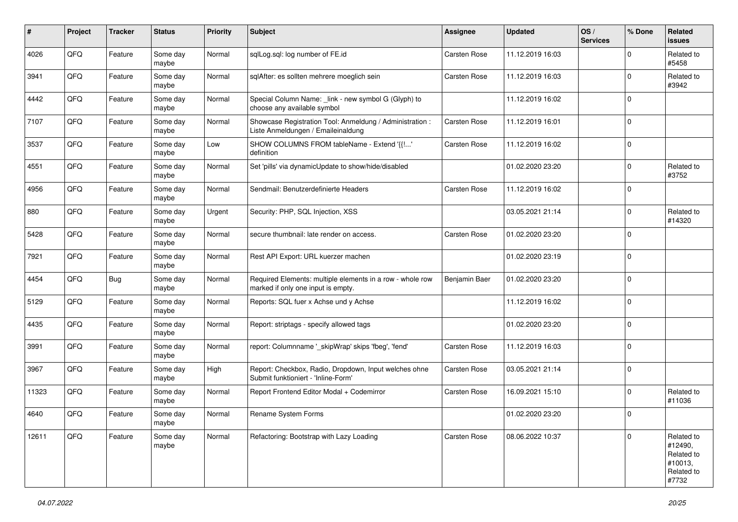| # | Project | Tracker | Status | Priority | Subject | Assignee | Updated | OS / Services | % Done | Related issues |
|---|---|---|---|---|---|---|---|---|---|---|
| 4026 | QFQ | Feature | Some day maybe | Normal | sqlLog.sql: log number of FE.id | Carsten Rose | 11.12.2019 16:03 | | 0 | Related to #5458 |
| 3941 | QFQ | Feature | Some day maybe | Normal | sqlAfter: es sollten mehrere moeglich sein | Carsten Rose | 11.12.2019 16:03 | | 0 | Related to #3942 |
| 4442 | QFQ | Feature | Some day maybe | Normal | Special Column Name: _link - new symbol G (Glyph) to choose any available symbol | | 11.12.2019 16:02 | | 0 | |
| 7107 | QFQ | Feature | Some day maybe | Normal | Showcase Registration Tool: Anmeldung / Administration : Liste Anmeldungen / Emaileinaldung | Carsten Rose | 11.12.2019 16:01 | | 0 | |
| 3537 | QFQ | Feature | Some day maybe | Low | SHOW COLUMNS FROM tableName - Extend '{{!...' definition | Carsten Rose | 11.12.2019 16:02 | | 0 | |
| 4551 | QFQ | Feature | Some day maybe | Normal | Set 'pills' via dynamicUpdate to show/hide/disabled | | 01.02.2020 23:20 | | 0 | Related to #3752 |
| 4956 | QFQ | Feature | Some day maybe | Normal | Sendmail: Benutzerdefinierte Headers | Carsten Rose | 11.12.2019 16:02 | | 0 | |
| 880 | QFQ | Feature | Some day maybe | Urgent | Security: PHP, SQL Injection, XSS | | 03.05.2021 21:14 | | 0 | Related to #14320 |
| 5428 | QFQ | Feature | Some day maybe | Normal | secure thumbnail: late render on access. | Carsten Rose | 01.02.2020 23:20 | | 0 | |
| 7921 | QFQ | Feature | Some day maybe | Normal | Rest API Export: URL kuerzer machen | | 01.02.2020 23:19 | | 0 | |
| 4454 | QFQ | Bug | Some day maybe | Normal | Required Elements: multiple elements in a row - whole row marked if only one input is empty. | Benjamin Baer | 01.02.2020 23:20 | | 0 | |
| 5129 | QFQ | Feature | Some day maybe | Normal | Reports: SQL fuer x Achse und y Achse | | 11.12.2019 16:02 | | 0 | |
| 4435 | QFQ | Feature | Some day maybe | Normal | Report: striptags - specify allowed tags | | 01.02.2020 23:20 | | 0 | |
| 3991 | QFQ | Feature | Some day maybe | Normal | report: Columnname '_skipWrap' skips 'fbeg', 'fend' | Carsten Rose | 11.12.2019 16:03 | | 0 | |
| 3967 | QFQ | Feature | Some day maybe | High | Report: Checkbox, Radio, Dropdown, Input welches ohne Submit funktioniert - 'Inline-Form' | Carsten Rose | 03.05.2021 21:14 | | 0 | |
| 11323 | QFQ | Feature | Some day maybe | Normal | Report Frontend Editor Modal + Codemirror | Carsten Rose | 16.09.2021 15:10 | | 0 | Related to #11036 |
| 4640 | QFQ | Feature | Some day maybe | Normal | Rename System Forms | | 01.02.2020 23:20 | | 0 | |
| 12611 | QFQ | Feature | Some day maybe | Normal | Refactoring: Bootstrap with Lazy Loading | Carsten Rose | 08.06.2022 10:37 | | 0 | Related to #12490, Related to #10013, Related to #7732 |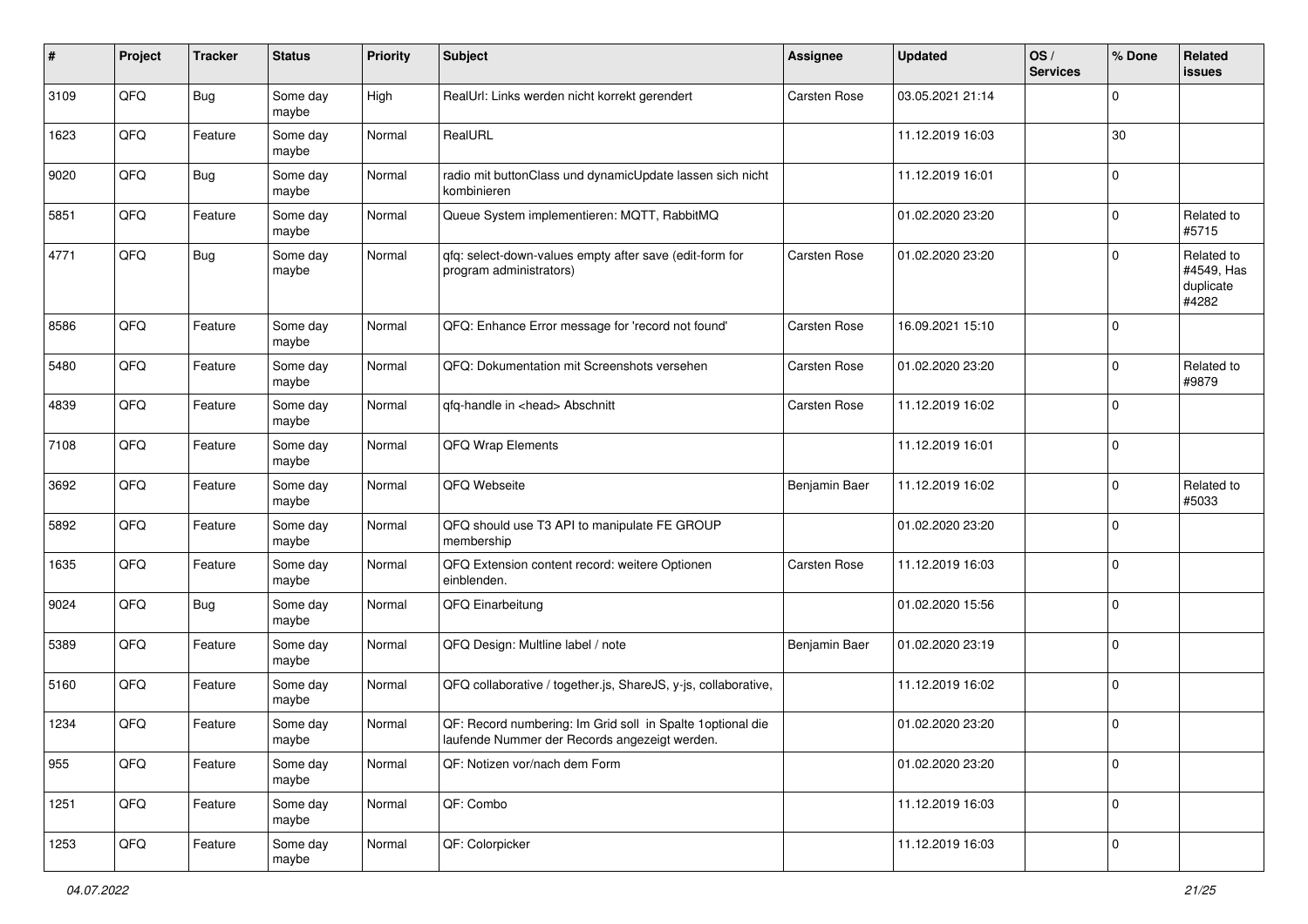| # | Project | Tracker | Status | Priority | Subject | Assignee | Updated | OS / Services | % Done | Related issues |
|---|---|---|---|---|---|---|---|---|---|---|
| 3109 | QFQ | Bug | Some day maybe | High | RealUrl: Links werden nicht korrekt gerendert | Carsten Rose | 03.05.2021 21:14 | | 0 | |
| 1623 | QFQ | Feature | Some day maybe | Normal | RealURL | | 11.12.2019 16:03 | | 30 | |
| 9020 | QFQ | Bug | Some day maybe | Normal | radio mit buttonClass und dynamicUpdate lassen sich nicht kombinieren | | 11.12.2019 16:01 | | 0 | |
| 5851 | QFQ | Feature | Some day maybe | Normal | Queue System implementieren: MQTT, RabbitMQ | | 01.02.2020 23:20 | | 0 | Related to #5715 |
| 4771 | QFQ | Bug | Some day maybe | Normal | qfq: select-down-values empty after save (edit-form for program administrators) | Carsten Rose | 01.02.2020 23:20 | | 0 | Related to #4549, Has duplicate #4282 |
| 8586 | QFQ | Feature | Some day maybe | Normal | QFQ: Enhance Error message for 'record not found' | Carsten Rose | 16.09.2021 15:10 | | 0 | |
| 5480 | QFQ | Feature | Some day maybe | Normal | QFQ: Dokumentation mit Screenshots versehen | Carsten Rose | 01.02.2020 23:20 | | 0 | Related to #9879 |
| 4839 | QFQ | Feature | Some day maybe | Normal | qfq-handle in <head> Abschnitt | Carsten Rose | 11.12.2019 16:02 | | 0 | |
| 7108 | QFQ | Feature | Some day maybe | Normal | QFQ Wrap Elements | | 11.12.2019 16:01 | | 0 | |
| 3692 | QFQ | Feature | Some day maybe | Normal | QFQ Webseite | Benjamin Baer | 11.12.2019 16:02 | | 0 | Related to #5033 |
| 5892 | QFQ | Feature | Some day maybe | Normal | QFQ should use T3 API to manipulate FE GROUP membership | | 01.02.2020 23:20 | | 0 | |
| 1635 | QFQ | Feature | Some day maybe | Normal | QFQ Extension content record: weitere Optionen einblenden. | Carsten Rose | 11.12.2019 16:03 | | 0 | |
| 9024 | QFQ | Bug | Some day maybe | Normal | QFQ Einarbeitung | | 01.02.2020 15:56 | | 0 | |
| 5389 | QFQ | Feature | Some day maybe | Normal | QFQ Design: Multline label / note | Benjamin Baer | 01.02.2020 23:19 | | 0 | |
| 5160 | QFQ | Feature | Some day maybe | Normal | QFQ collaborative / together.js, ShareJS, y-js, collaborative, | | 11.12.2019 16:02 | | 0 | |
| 1234 | QFQ | Feature | Some day maybe | Normal | QF: Record numbering: Im Grid soll in Spalte 1optional die laufende Nummer der Records angezeigt werden. | | 01.02.2020 23:20 | | 0 | |
| 955 | QFQ | Feature | Some day maybe | Normal | QF: Notizen vor/nach dem Form | | 01.02.2020 23:20 | | 0 | |
| 1251 | QFQ | Feature | Some day maybe | Normal | QF: Combo | | 11.12.2019 16:03 | | 0 | |
| 1253 | QFQ | Feature | Some day maybe | Normal | QF: Colorpicker | | 11.12.2019 16:03 | | 0 | |

*04.07.2022*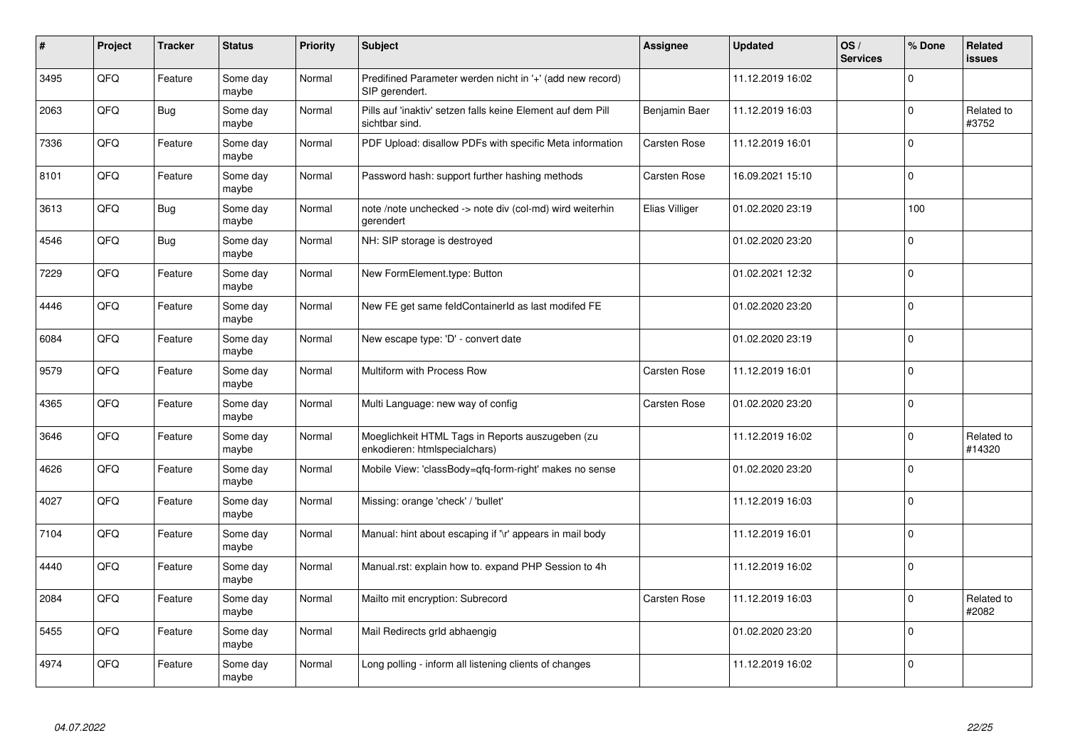| # | Project | Tracker | Status | Priority | Subject | Assignee | Updated | OS / Services | % Done | Related issues |
|---|---|---|---|---|---|---|---|---|---|---|
| 3495 | QFQ | Feature | Some day maybe | Normal | Predifined Parameter werden nicht in '+' (add new record) SIP gerendert. | | 11.12.2019 16:02 | | 0 | |
| 2063 | QFQ | Bug | Some day maybe | Normal | Pills auf 'inaktiv' setzen falls keine Element auf dem Pill sichtbar sind. | Benjamin Baer | 11.12.2019 16:03 | | 0 | Related to #3752 |
| 7336 | QFQ | Feature | Some day maybe | Normal | PDF Upload: disallow PDFs with specific Meta information | Carsten Rose | 11.12.2019 16:01 | | 0 | |
| 8101 | QFQ | Feature | Some day maybe | Normal | Password hash: support further hashing methods | Carsten Rose | 16.09.2021 15:10 | | 0 | |
| 3613 | QFQ | Bug | Some day maybe | Normal | note /note unchecked -> note div (col-md) wird weiterhin gerendert | Elias Villiger | 01.02.2020 23:19 | | 100 | |
| 4546 | QFQ | Bug | Some day maybe | Normal | NH: SIP storage is destroyed | | 01.02.2020 23:20 | | 0 | |
| 7229 | QFQ | Feature | Some day maybe | Normal | New FormElement.type: Button | | 01.02.2021 12:32 | | 0 | |
| 4446 | QFQ | Feature | Some day maybe | Normal | New FE get same feldContainerId as last modifed FE | | 01.02.2020 23:20 | | 0 | |
| 6084 | QFQ | Feature | Some day maybe | Normal | New escape type: 'D' - convert date | | 01.02.2020 23:19 | | 0 | |
| 9579 | QFQ | Feature | Some day maybe | Normal | Multiform with Process Row | Carsten Rose | 11.12.2019 16:01 | | 0 | |
| 4365 | QFQ | Feature | Some day maybe | Normal | Multi Language: new way of config | Carsten Rose | 01.02.2020 23:20 | | 0 | |
| 3646 | QFQ | Feature | Some day maybe | Normal | Moeglichkeit HTML Tags in Reports auszugeben (zu enkodieren: htmlspecialchars) | | 11.12.2019 16:02 | | 0 | Related to #14320 |
| 4626 | QFQ | Feature | Some day maybe | Normal | Mobile View: 'classBody=qfq-form-right' makes no sense | | 01.02.2020 23:20 | | 0 | |
| 4027 | QFQ | Feature | Some day maybe | Normal | Missing: orange 'check' / 'bullet' | | 11.12.2019 16:03 | | 0 | |
| 7104 | QFQ | Feature | Some day maybe | Normal | Manual: hint about escaping if '\r' appears in mail body | | 11.12.2019 16:01 | | 0 | |
| 4440 | QFQ | Feature | Some day maybe | Normal | Manual.rst: explain how to. expand PHP Session to 4h | | 11.12.2019 16:02 | | 0 | |
| 2084 | QFQ | Feature | Some day maybe | Normal | Mailto mit encryption: Subrecord | Carsten Rose | 11.12.2019 16:03 | | 0 | Related to #2082 |
| 5455 | QFQ | Feature | Some day maybe | Normal | Mail Redirects grId abhaengig | | 01.02.2020 23:20 | | 0 | |
| 4974 | QFQ | Feature | Some day maybe | Normal | Long polling - inform all listening clients of changes | | 11.12.2019 16:02 | | 0 | |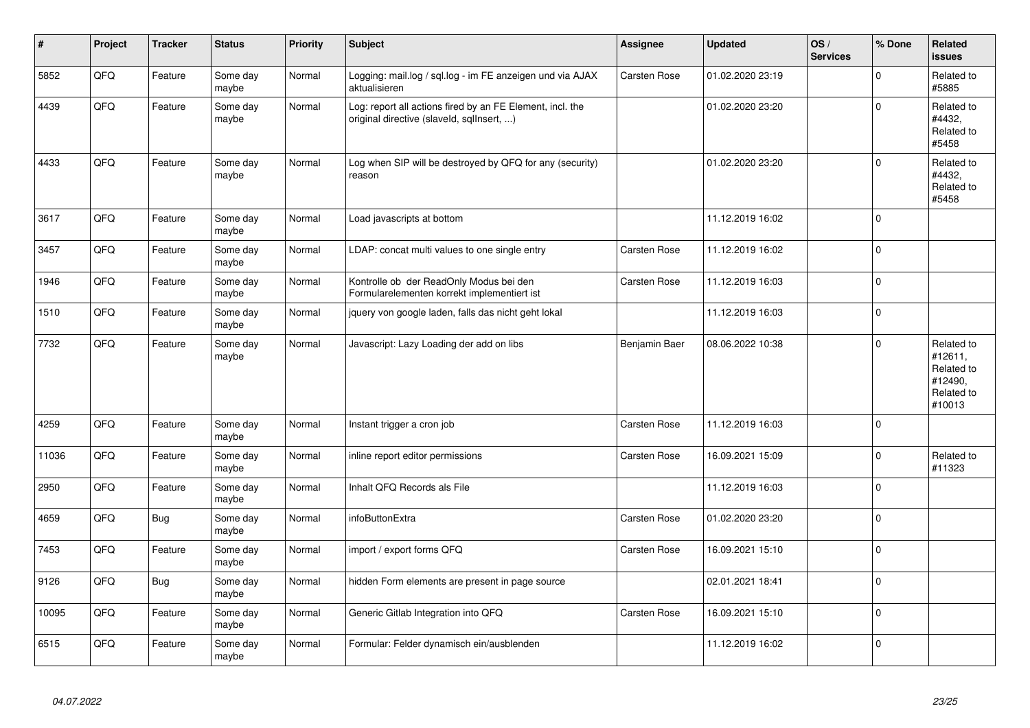| # | Project | Tracker | Status | Priority | Subject | Assignee | Updated | OS / Services | % Done | Related issues |
|---|---|---|---|---|---|---|---|---|---|---|
| 5852 | QFQ | Feature | Some day maybe | Normal | Logging: mail.log / sql.log - im FE anzeigen und via AJAX aktualisieren | Carsten Rose | 01.02.2020 23:19 | | 0 | Related to #5885 |
| 4439 | QFQ | Feature | Some day maybe | Normal | Log: report all actions fired by an FE Element, incl. the original directive (slaveId, sqlInsert, ...) | | 01.02.2020 23:20 | | 0 | Related to #4432, Related to #5458 |
| 4433 | QFQ | Feature | Some day maybe | Normal | Log when SIP will be destroyed by QFQ for any (security) reason | | 01.02.2020 23:20 | | 0 | Related to #4432, Related to #5458 |
| 3617 | QFQ | Feature | Some day maybe | Normal | Load javascripts at bottom | | 11.12.2019 16:02 | | 0 | |
| 3457 | QFQ | Feature | Some day maybe | Normal | LDAP: concat multi values to one single entry | Carsten Rose | 11.12.2019 16:02 | | 0 | |
| 1946 | QFQ | Feature | Some day maybe | Normal | Kontrolle ob der ReadOnly Modus bei den Formularelementen korrekt implementiert ist | Carsten Rose | 11.12.2019 16:03 | | 0 | |
| 1510 | QFQ | Feature | Some day maybe | Normal | jquery von google laden, falls das nicht geht lokal | | 11.12.2019 16:03 | | 0 | |
| 7732 | QFQ | Feature | Some day maybe | Normal | Javascript: Lazy Loading der add on libs | Benjamin Baer | 08.06.2022 10:38 | | 0 | Related to #12611, Related to #12490, Related to #10013 |
| 4259 | QFQ | Feature | Some day maybe | Normal | Instant trigger a cron job | Carsten Rose | 11.12.2019 16:03 | | 0 | |
| 11036 | QFQ | Feature | Some day maybe | Normal | inline report editor permissions | Carsten Rose | 16.09.2021 15:09 | | 0 | Related to #11323 |
| 2950 | QFQ | Feature | Some day maybe | Normal | Inhalt QFQ Records als File | | 11.12.2019 16:03 | | 0 | |
| 4659 | QFQ | Bug | Some day maybe | Normal | infoButtonExtra | Carsten Rose | 01.02.2020 23:20 | | 0 | |
| 7453 | QFQ | Feature | Some day maybe | Normal | import / export forms QFQ | Carsten Rose | 16.09.2021 15:10 | | 0 | |
| 9126 | QFQ | Bug | Some day maybe | Normal | hidden Form elements are present in page source | | 02.01.2021 18:41 | | 0 | |
| 10095 | QFQ | Feature | Some day maybe | Normal | Generic Gitlab Integration into QFQ | Carsten Rose | 16.09.2021 15:10 | | 0 | |
| 6515 | QFQ | Feature | Some day maybe | Normal | Formular: Felder dynamisch ein/ausblenden | | 11.12.2019 16:02 | | 0 | |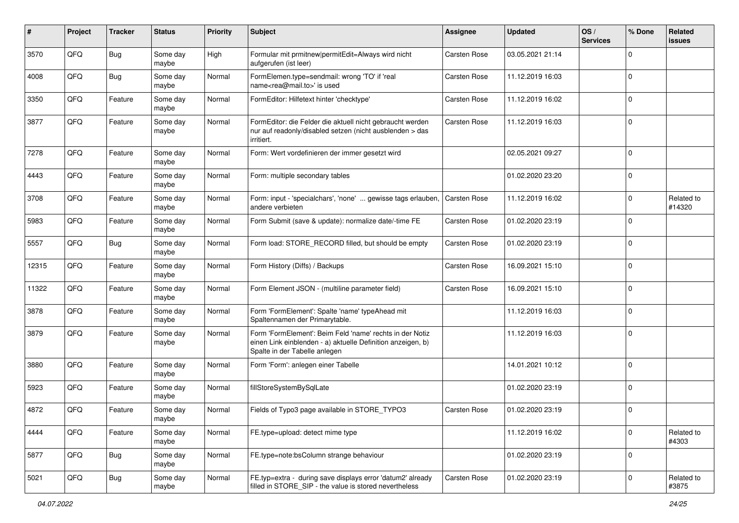| # | Project | Tracker | Status | Priority | Subject | Assignee | Updated | OS / Services | % Done | Related issues |
|---|---|---|---|---|---|---|---|---|---|---|
| 3570 | QFQ | Bug | Some day maybe | High | Formular mit prmitnew\|permitEdit=Always wird nicht aufgerufen (ist leer) | Carsten Rose | 03.05.2021 21:14 | | 0 | |
| 4008 | QFQ | Bug | Some day maybe | Normal | FormElemen.type=sendmail: wrong 'TO' if 'real name<rea@mail.to>' is used | Carsten Rose | 11.12.2019 16:03 | | 0 | |
| 3350 | QFQ | Feature | Some day maybe | Normal | FormEditor: Hilfetext hinter 'checktype' | Carsten Rose | 11.12.2019 16:02 | | 0 | |
| 3877 | QFQ | Feature | Some day maybe | Normal | FormEditor: die Felder die aktuell nicht gebraucht werden nur auf readonly/disabled setzen (nicht ausblenden > das irritiert. | Carsten Rose | 11.12.2019 16:03 | | 0 | |
| 7278 | QFQ | Feature | Some day maybe | Normal | Form: Wert vordefinieren der immer gesetzt wird | | 02.05.2021 09:27 | | 0 | |
| 4443 | QFQ | Feature | Some day maybe | Normal | Form: multiple secondary tables | | 01.02.2020 23:20 | | 0 | |
| 3708 | QFQ | Feature | Some day maybe | Normal | Form: input - 'specialchars', 'none' ... gewisse tags erlauben, andere verbieten | Carsten Rose | 11.12.2019 16:02 | | 0 | Related to #14320 |
| 5983 | QFQ | Feature | Some day maybe | Normal | Form Submit (save & update): normalize date/-time FE | Carsten Rose | 01.02.2020 23:19 | | 0 | |
| 5557 | QFQ | Bug | Some day maybe | Normal | Form load: STORE_RECORD filled, but should be empty | Carsten Rose | 01.02.2020 23:19 | | 0 | |
| 12315 | QFQ | Feature | Some day maybe | Normal | Form History (Diffs) / Backups | Carsten Rose | 16.09.2021 15:10 | | 0 | |
| 11322 | QFQ | Feature | Some day maybe | Normal | Form Element JSON - (multiline parameter field) | Carsten Rose | 16.09.2021 15:10 | | 0 | |
| 3878 | QFQ | Feature | Some day maybe | Normal | Form 'FormElement': Spalte 'name' typeAhead mit Spaltennamen der Primarytable. | | 11.12.2019 16:03 | | 0 | |
| 3879 | QFQ | Feature | Some day maybe | Normal | Form 'FormElement': Beim Feld 'name' rechts in der Notiz einen Link einblenden - a) aktuelle Definition anzeigen, b) Spalte in der Tabelle anlegen | | 11.12.2019 16:03 | | 0 | |
| 3880 | QFQ | Feature | Some day maybe | Normal | Form 'Form': anlegen einer Tabelle | | 14.01.2021 10:12 | | 0 | |
| 5923 | QFQ | Feature | Some day maybe | Normal | fillStoreSystemBySqlLate | | 01.02.2020 23:19 | | 0 | |
| 4872 | QFQ | Feature | Some day maybe | Normal | Fields of Typo3 page available in STORE_TYPO3 | Carsten Rose | 01.02.2020 23:19 | | 0 | |
| 4444 | QFQ | Feature | Some day maybe | Normal | FE.type=upload: detect mime type | | 11.12.2019 16:02 | | 0 | Related to #4303 |
| 5877 | QFQ | Bug | Some day maybe | Normal | FE.type=note:bsColumn strange behaviour | | 01.02.2020 23:19 | | 0 | |
| 5021 | QFQ | Bug | Some day maybe | Normal | FE.typ=extra - during save displays error 'datum2' already filled in STORE_SIP - the value is stored nevertheless | Carsten Rose | 01.02.2020 23:19 | | 0 | Related to #3875 |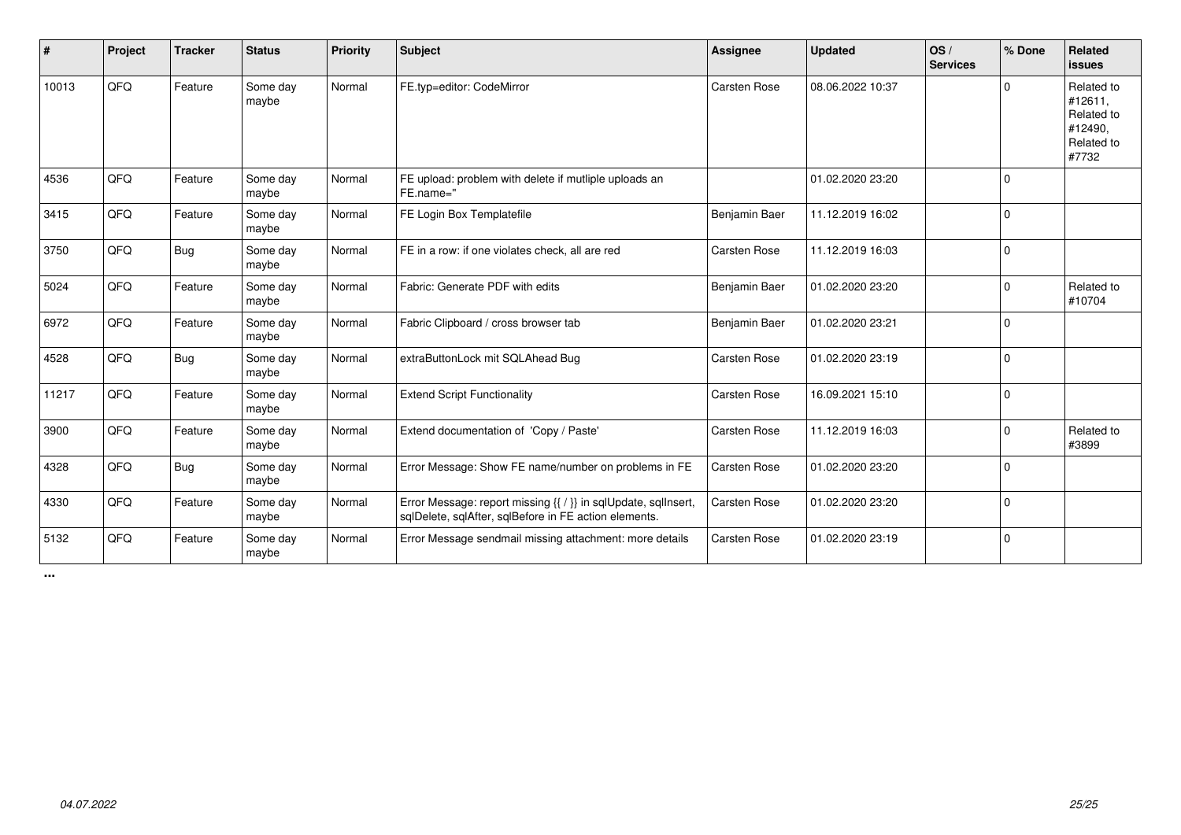| # | Project | Tracker | Status | Priority | Subject | Assignee | Updated | OS / Services | % Done | Related issues |
|---|---|---|---|---|---|---|---|---|---|---|
| 10013 | QFQ | Feature | Some day maybe | Normal | FE.typ=editor: CodeMirror | Carsten Rose | 08.06.2022 10:37 | | 0 | Related to #12611, Related to #12490, Related to #7732 |
| 4536 | QFQ | Feature | Some day maybe | Normal | FE upload: problem with delete if mutliple uploads an FE.name=" | | 01.02.2020 23:20 | | 0 | |
| 3415 | QFQ | Feature | Some day maybe | Normal | FE Login Box Templatefile | Benjamin Baer | 11.12.2019 16:02 | | 0 | |
| 3750 | QFQ | Bug | Some day maybe | Normal | FE in a row: if one violates check, all are red | Carsten Rose | 11.12.2019 16:03 | | 0 | |
| 5024 | QFQ | Feature | Some day maybe | Normal | Fabric: Generate PDF with edits | Benjamin Baer | 01.02.2020 23:20 | | 0 | Related to #10704 |
| 6972 | QFQ | Feature | Some day maybe | Normal | Fabric Clipboard / cross browser tab | Benjamin Baer | 01.02.2020 23:21 | | 0 | |
| 4528 | QFQ | Bug | Some day maybe | Normal | extraButtonLock mit SQLAhead Bug | Carsten Rose | 01.02.2020 23:19 | | 0 | |
| 11217 | QFQ | Feature | Some day maybe | Normal | Extend Script Functionality | Carsten Rose | 16.09.2021 15:10 | | 0 | |
| 3900 | QFQ | Feature | Some day maybe | Normal | Extend documentation of 'Copy / Paste' | Carsten Rose | 11.12.2019 16:03 | | 0 | Related to #3899 |
| 4328 | QFQ | Bug | Some day maybe | Normal | Error Message: Show FE name/number on problems in FE | Carsten Rose | 01.02.2020 23:20 | | 0 | |
| 4330 | QFQ | Feature | Some day maybe | Normal | Error Message: report missing {{ / }} in sqlUpdate, sqlInsert, sqlDelete, sqlAfter, sqlBefore in FE action elements. | Carsten Rose | 01.02.2020 23:20 | | 0 | |
| 5132 | QFQ | Feature | Some day maybe | Normal | Error Message sendmail missing attachment: more details | Carsten Rose | 01.02.2020 23:19 | | 0 | |

...